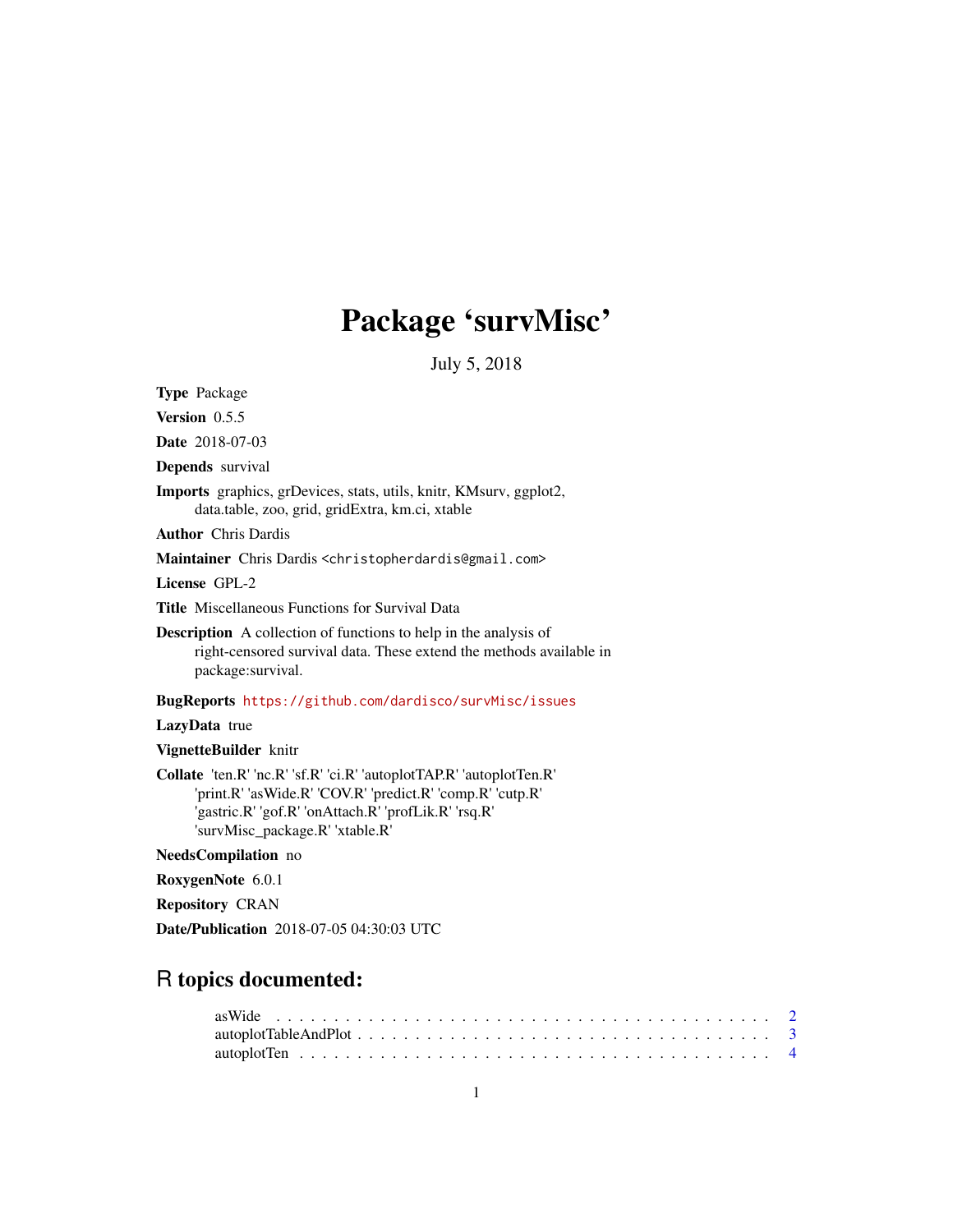# Package 'survMisc'

July 5, 2018

**Type** Package

**Version** 0.5.5

**Date** 2018-07-03

**Depends** survival

**Imports** graphics, grDevices, stats, utils, knitr, KMsurv, ggplot2, data.table, zoo, grid, gridExtra, km.ci, xtable

**Author** Chris Dardis

**Maintainer** Chris Dardis <christopherdardis@gmail.com>

**License** GPL-2

**Title** Miscellaneous Functions for Survival Data

**Description** A collection of functions to help in the analysis of right-censored survival data. These extend the methods available in package:survival.

**BugReports** https://github.com/dardisco/survMisc/issues

**LazyData** true

**VignetteBuilder** knitr

**Collate** 'ten.R' 'nc.R' 'sf.R' 'ci.R' 'autoplotTAP.R' 'autoplotTen.R' 'print.R' 'asWide.R' 'COV.R' 'predict.R' 'comp.R' 'cutp.R' 'gastric.R' 'gof.R' 'onAttach.R' 'profLik.R' 'rsq.R' 'survMisc_package.R' 'xtable.R'

**NeedsCompilation** no

**RoxygenNote** 6.0.1

**Repository** CRAN

**Date/Publication** 2018-07-05 04:30:03 UTC

## R topics documented:

asWide . . . . . . . . . . . . . . . . . . . . . . . . . . . . . . . . . . . . . . . . . . 2
autoplotTableAndPlot . . . . . . . . . . . . . . . . . . . . . . . . . . . . . . . . . . . 3
autoplotTen . . . . . . . . . . . . . . . . . . . . . . . . . . . . . . . . . . . . . . . . 4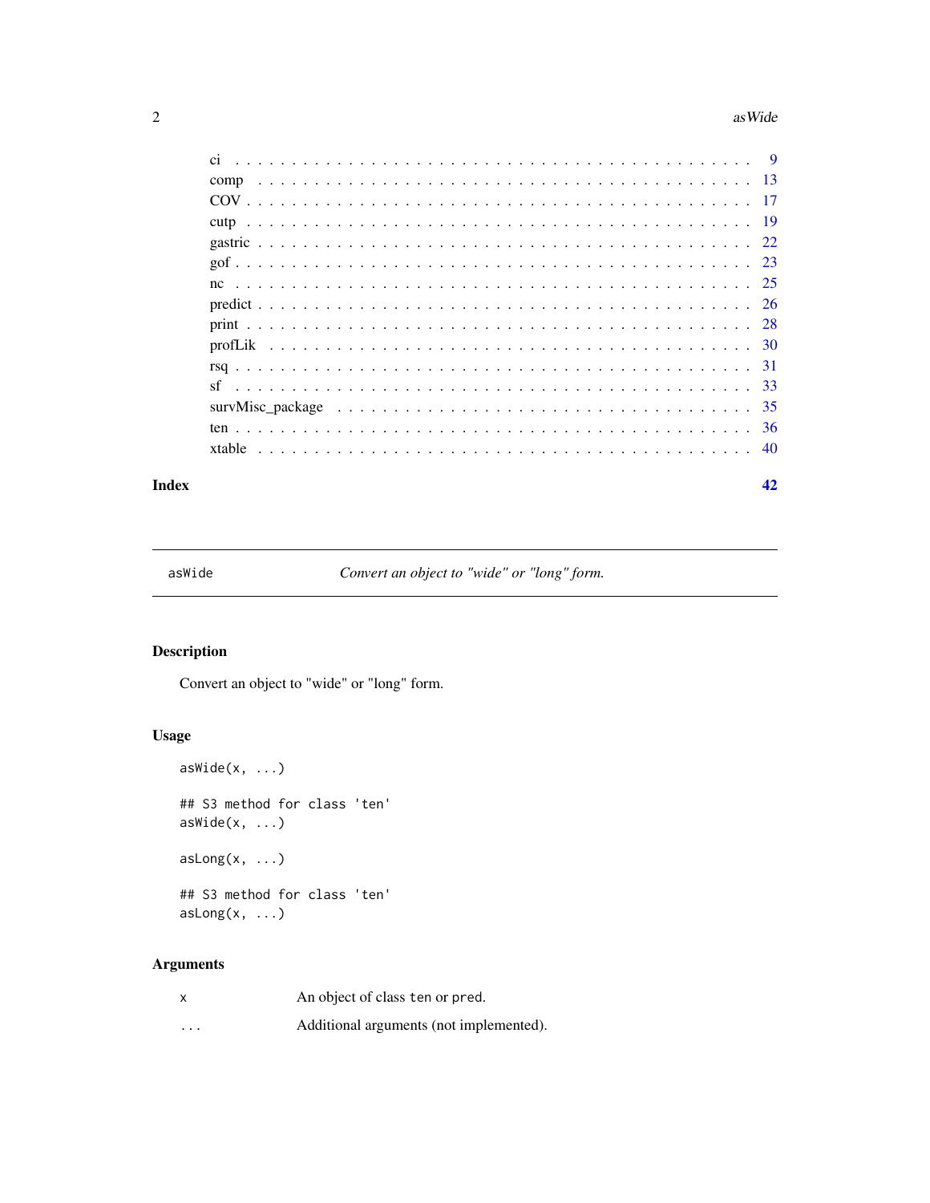ci . . . . . . . . . . . . . . . . . . . . . . . . . . . . . . . . . . . . . . . . . . . . 9
comp . . . . . . . . . . . . . . . . . . . . . . . . . . . . . . . . . . . . . . . . . . . 13
COV . . . . . . . . . . . . . . . . . . . . . . . . . . . . . . . . . . . . . . . . . . . . 17
cutp . . . . . . . . . . . . . . . . . . . . . . . . . . . . . . . . . . . . . . . . . . . . 19
gastric . . . . . . . . . . . . . . . . . . . . . . . . . . . . . . . . . . . . . . . . . . 22
gof . . . . . . . . . . . . . . . . . . . . . . . . . . . . . . . . . . . . . . . . . . . . 23
nc . . . . . . . . . . . . . . . . . . . . . . . . . . . . . . . . . . . . . . . . . . . . 25
predict . . . . . . . . . . . . . . . . . . . . . . . . . . . . . . . . . . . . . . . . . . 26
print . . . . . . . . . . . . . . . . . . . . . . . . . . . . . . . . . . . . . . . . . . . 28
profLik . . . . . . . . . . . . . . . . . . . . . . . . . . . . . . . . . . . . . . . . . . 30
rsq . . . . . . . . . . . . . . . . . . . . . . . . . . . . . . . . . . . . . . . . . . . . 31
sf . . . . . . . . . . . . . . . . . . . . . . . . . . . . . . . . . . . . . . . . . . . . 33
survMisc_package . . . . . . . . . . . . . . . . . . . . . . . . . . . . . . . . . . . . 35
ten . . . . . . . . . . . . . . . . . . . . . . . . . . . . . . . . . . . . . . . . . . . . 36
xtable . . . . . . . . . . . . . . . . . . . . . . . . . . . . . . . . . . . . . . . . . . 40

**Index** **42**

---

`asWide` *Convert an object to "wide" or "long" form.*

---

## Description

Convert an object to "wide" or "long" form.

## Usage

```
asWide(x, ...)

## S3 method for class 'ten'
asWide(x, ...)

asLong(x, ...)

## S3 method for class 'ten'
asLong(x, ...)
```

## Arguments

| | |
|---|---|
| `x` | An object of class `ten` or `pred`. |
| `...` | Additional arguments (not implemented). |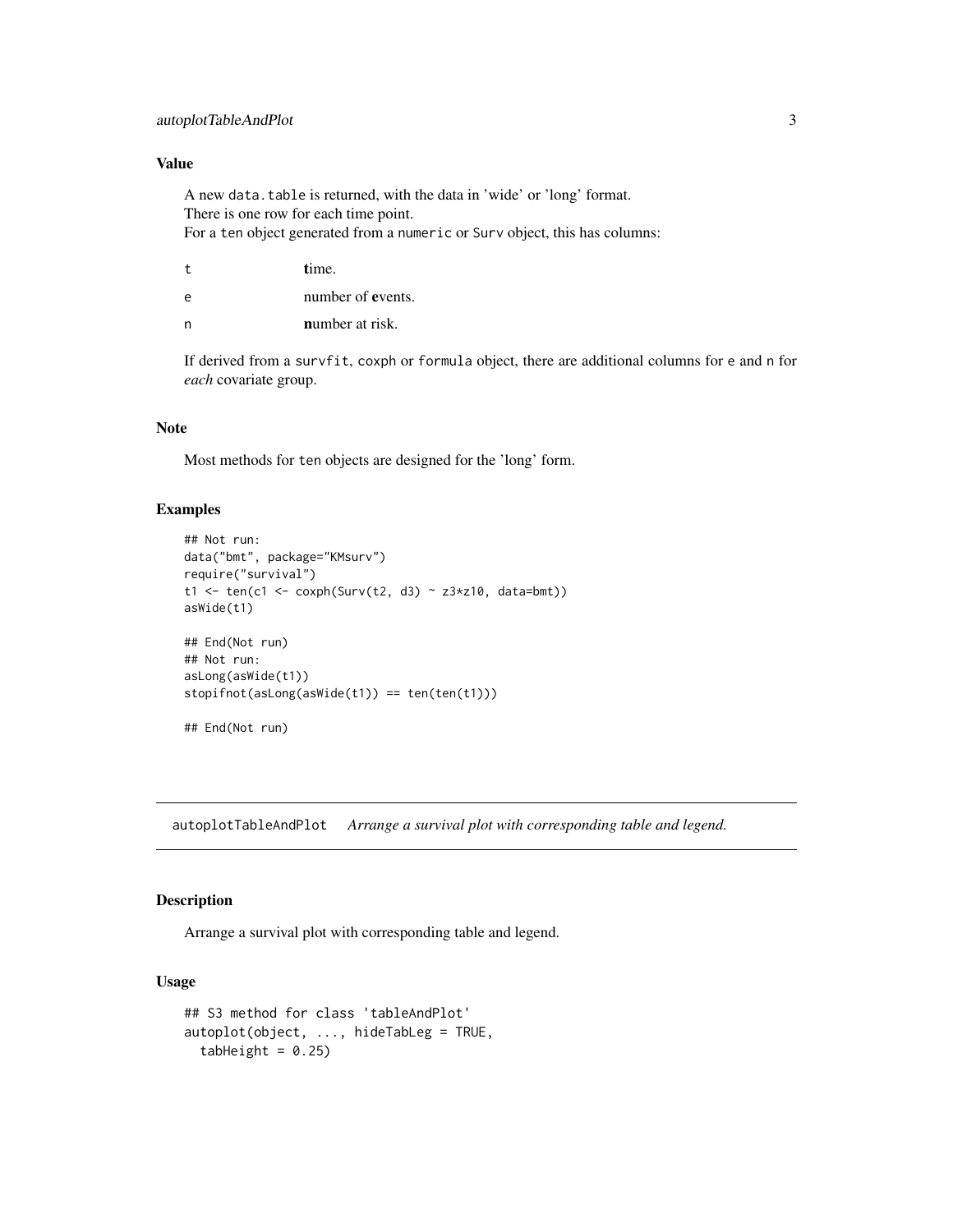### Value

A new `data.table` is returned, with the data in 'wide' or 'long' format.
There is one row for each time point.
For a `ten` object generated from a `numeric` or `Surv` object, this has columns:

| | |
|---|---|
| t | **t**ime. |
| e | number of **e**vents. |
| n | **n**umber at risk. |

If derived from a `survfit`, `coxph` or `formula` object, there are additional columns for `e` and `n` for *each* covariate group.

### Note

Most methods for `ten` objects are designed for the 'long' form.

### Examples

```
## Not run:
data("bmt", package="KMsurv")
require("survival")
t1 <- ten(c1 <- coxph(Surv(t2, d3) ~ z3*z10, data=bmt))
asWide(t1)

## End(Not run)
## Not run:
asLong(asWide(t1))
stopifnot(asLong(asWide(t1)) == ten(ten(t1)))

## End(Not run)
```

---

## autoplotTableAndPlot    *Arrange a survival plot with corresponding table and legend.*

---

### Description

Arrange a survival plot with corresponding table and legend.

### Usage

```
## S3 method for class 'tableAndPlot'
autoplot(object, ..., hideTabLeg = TRUE,
  tabHeight = 0.25)
```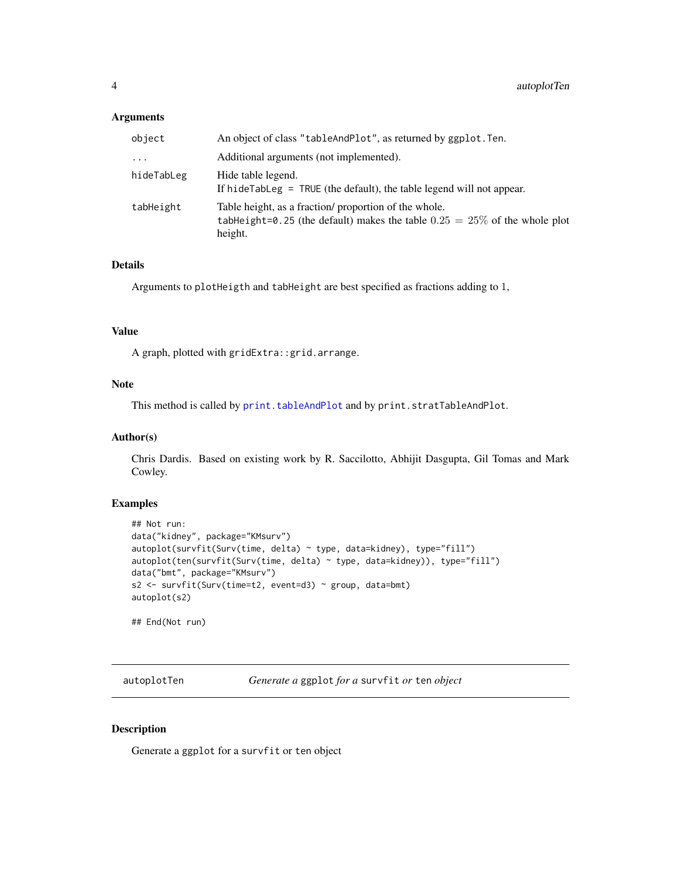### Arguments

| | |
|---|---|
| `object` | An object of class `"tableAndPlot"`, as returned by `ggplot.Ten`. |
| `...` | Additional arguments (not implemented). |
| `hideTabLeg` | Hide table legend.<br>If `hideTabLeg = TRUE` (the default), the table legend will not appear. |
| `tabHeight` | Table height, as a fraction/ proportion of the whole.<br>`tabHeight=0.25` (the default) makes the table $0.25 = 25\%$ of the whole plot height. |

### Details

Arguments to `plotHeigth` and `tabHeight` are best specified as fractions adding to 1,

### Value

A graph, plotted with `gridExtra::grid.arrange`.

### Note

This method is called by `print.tableAndPlot` and by `print.stratTableAndPlot`.

### Author(s)

Chris Dardis. Based on existing work by R. Saccilotto, Abhijit Dasgupta, Gil Tomas and Mark Cowley.

### Examples

```
## Not run:
data("kidney", package="KMsurv")
autoplot(survfit(Surv(time, delta) ~ type, data=kidney), type="fill")
autoplot(ten(survfit(Surv(time, delta) ~ type, data=kidney)), type="fill")
data("bmt", package="KMsurv")
s2 <- survfit(Surv(time=t2, event=d3) ~ group, data=bmt)
autoplot(s2)

## End(Not run)
```

---

## autoplotTen — *Generate a* `ggplot` *for a* `survfit` *or* `ten` *object*

### Description

Generate a `ggplot` for a `survfit` or `ten` object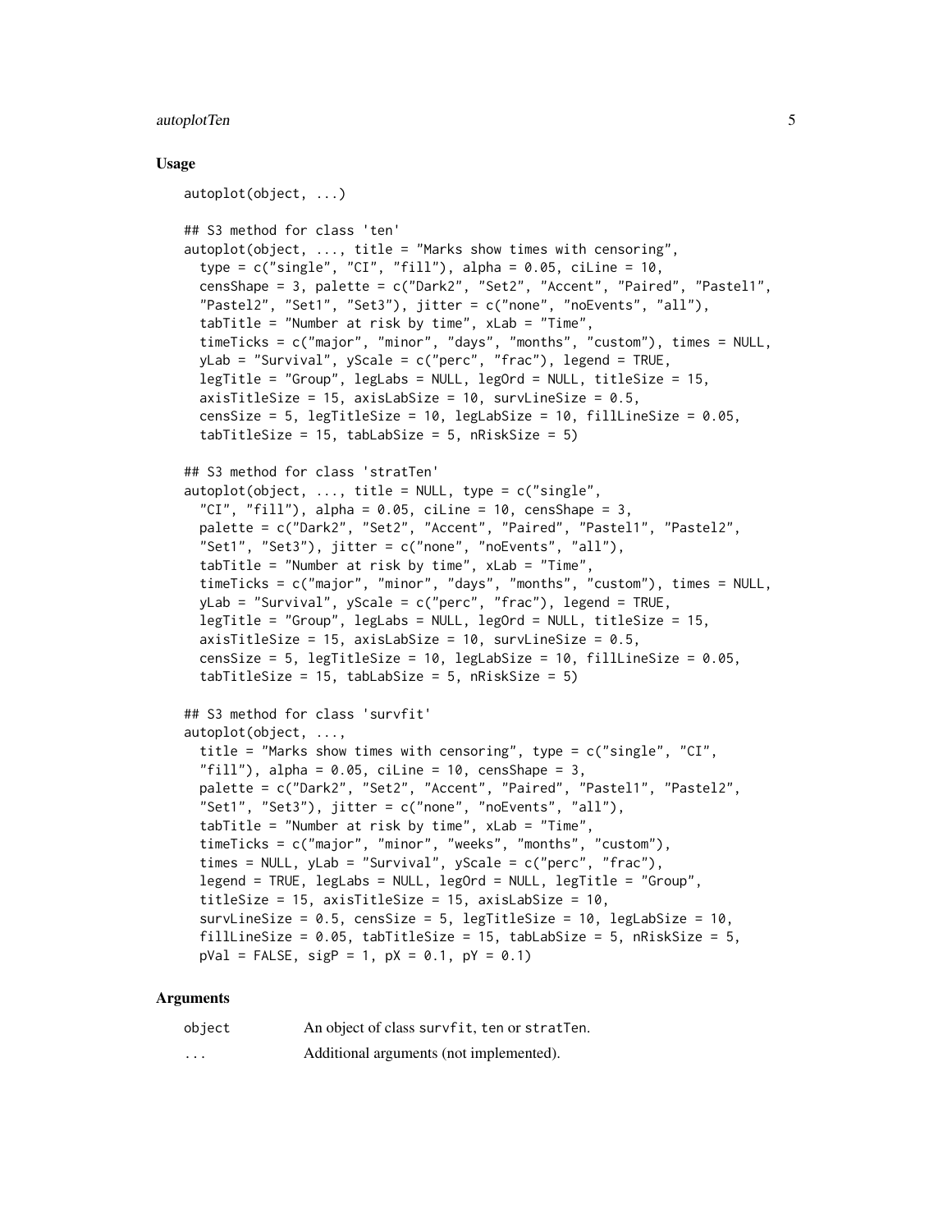## Usage

```
autoplot(object, ...)

## S3 method for class 'ten'
autoplot(object, ..., title = "Marks show times with censoring",
  type = c("single", "CI", "fill"), alpha = 0.05, ciLine = 10,
  censShape = 3, palette = c("Dark2", "Set2", "Accent", "Paired", "Pastel1",
  "Pastel2", "Set1", "Set3"), jitter = c("none", "noEvents", "all"),
  tabTitle = "Number at risk by time", xLab = "Time",
  timeTicks = c("major", "minor", "days", "months", "custom"), times = NULL,
  yLab = "Survival", yScale = c("perc", "frac"), legend = TRUE,
  legTitle = "Group", legLabs = NULL, legOrd = NULL, titleSize = 15,
  axisTitleSize = 15, axisLabSize = 10, survLineSize = 0.5,
  censSize = 5, legTitleSize = 10, legLabSize = 10, fillLineSize = 0.05,
  tabTitleSize = 15, tabLabSize = 5, nRiskSize = 5)

## S3 method for class 'stratTen'
autoplot(object, ..., title = NULL, type = c("single",
  "CI", "fill"), alpha = 0.05, ciLine = 10, censShape = 3,
  palette = c("Dark2", "Set2", "Accent", "Paired", "Pastel1", "Pastel2",
  "Set1", "Set3"), jitter = c("none", "noEvents", "all"),
  tabTitle = "Number at risk by time", xLab = "Time",
  timeTicks = c("major", "minor", "days", "months", "custom"), times = NULL,
  yLab = "Survival", yScale = c("perc", "frac"), legend = TRUE,
  legTitle = "Group", legLabs = NULL, legOrd = NULL, titleSize = 15,
  axisTitleSize = 15, axisLabSize = 10, survLineSize = 0.5,
  censSize = 5, legTitleSize = 10, legLabSize = 10, fillLineSize = 0.05,
  tabTitleSize = 15, tabLabSize = 5, nRiskSize = 5)

## S3 method for class 'survfit'
autoplot(object, ...,
  title = "Marks show times with censoring", type = c("single", "CI",
  "fill"), alpha = 0.05, ciLine = 10, censShape = 3,
  palette = c("Dark2", "Set2", "Accent", "Paired", "Pastel1", "Pastel2",
  "Set1", "Set3"), jitter = c("none", "noEvents", "all"),
  tabTitle = "Number at risk by time", xLab = "Time",
  timeTicks = c("major", "minor", "weeks", "months", "custom"),
  times = NULL, yLab = "Survival", yScale = c("perc", "frac"),
  legend = TRUE, legLabs = NULL, legOrd = NULL, legTitle = "Group",
  titleSize = 15, axisTitleSize = 15, axisLabSize = 10,
  survLineSize = 0.5, censSize = 5, legTitleSize = 10, legLabSize = 10,
  fillLineSize = 0.05, tabTitleSize = 15, tabLabSize = 5, nRiskSize = 5,
  pVal = FALSE, sigP = 1, pX = 0.1, pY = 0.1)
```

## Arguments

| | |
|---|---|
| `object` | An object of class `survfit`, `ten` or `stratTen`. |
| `...` | Additional arguments (not implemented). |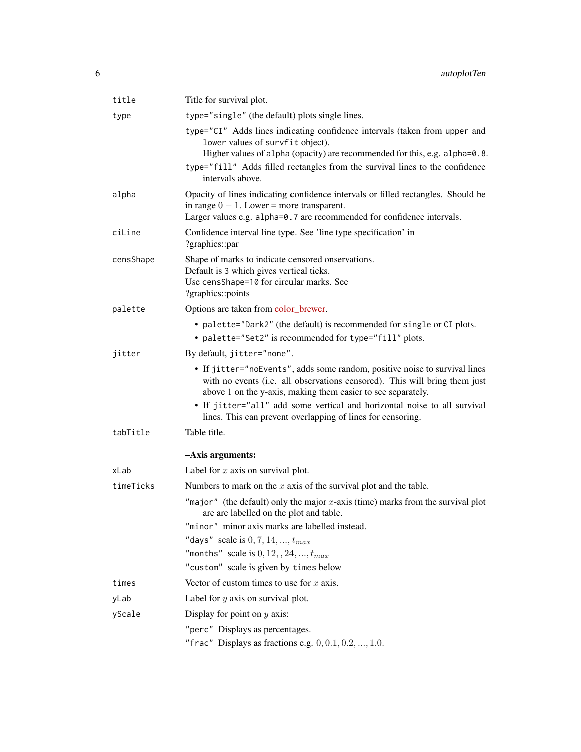| | |
|---|---|
| `title` | Title for survival plot. |
| `type` | `type="single"` (the default) plots single lines. |
| | `type="CI"` Adds lines indicating confidence intervals (taken from `upper` and `lower` values of `survfit` object). Higher values of `alpha` (opacity) are recommended for this, e.g. `alpha=0.8`. |
| | `type="fill"` Adds filled rectangles from the survival lines to the confidence intervals above. |
| `alpha` | Opacity of lines indicating confidence intervals or filled rectangles. Should be in range $0 - 1$. Lower = more transparent. Larger values e.g. `alpha=0.7` are recommended for confidence intervals. |
| `ciLine` | Confidence interval line type. See 'line type specification' in ?graphics::par |
| `censShape` | Shape of marks to indicate censored onservations. Default is 3 which gives vertical ticks. Use `censShape=10` for circular marks. See ?graphics::points |
| `palette` | Options are taken from color_brewer. <br>• `palette="Dark2"` (the default) is recommended for `single` or `CI` plots. <br>• `palette="Set2"` is recommended for `type="fill"` plots. |
| `jitter` | By default, `jitter="none"`. <br>• If `jitter="noEvents"`, adds some random, positive noise to survival lines with no events (i.e. all observations censored). This will bring them just above 1 on the y-axis, making them easier to see separately. <br>• If `jitter="all"` add some vertical and horizontal noise to all survival lines. This can prevent overlapping of lines for censoring. |
| `tabTitle` | Table title. |
| | **–Axis arguments:** |
| `xLab` | Label for $x$ axis on survival plot. |
| `timeTicks` | Numbers to mark on the $x$ axis of the survival plot and the table. |
| | `"major"` (the default) only the major $x$-axis (time) marks from the survival plot are are labelled on the plot and table. |
| | `"minor"` minor axis marks are labelled instead. |
| | `"days"` scale is $0, 7, 14, ..., t_{max}$ |
| | `"months"` scale is $0, 12, , 24, ..., t_{max}$ |
| | `"custom"` scale is given by `times` below |
| `times` | Vector of custom times to use for $x$ axis. |
| `yLab` | Label for $y$ axis on survival plot. |
| `yScale` | Display for point on $y$ axis: |
| | `"perc"` Displays as percentages. |
| | `"frac"` Displays as fractions e.g. $0, 0.1, 0.2, ..., 1.0$. |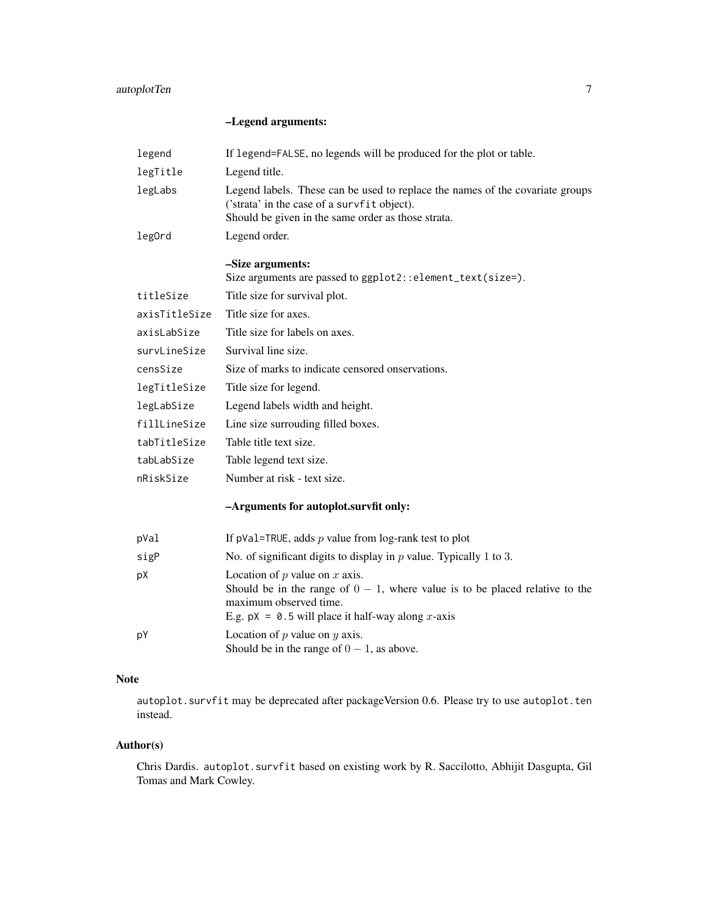**–Legend arguments:**

| | |
|---|---|
| `legend` | If `legend=FALSE`, no legends will be produced for the plot or table. |
| `legTitle` | Legend title. |
| `legLabs` | Legend labels. These can be used to replace the names of the covariate groups ('strata' in the case of a `survfit` object). Should be given in the same order as those strata. |
| `legOrd` | Legend order. |

**–Size arguments:**
Size arguments are passed to `ggplot2::element_text(size=)`.

| | |
|---|---|
| `titleSize` | Title size for survival plot. |
| `axisTitleSize` | Title size for axes. |
| `axisLabSize` | Title size for labels on axes. |
| `survLineSize` | Survival line size. |
| `censSize` | Size of marks to indicate censored onservations. |
| `legTitleSize` | Title size for legend. |
| `legLabSize` | Legend labels width and height. |
| `fillLineSize` | Line size surrouding filled boxes. |
| `tabTitleSize` | Table title text size. |
| `tabLabSize` | Table legend text size. |
| `nRiskSize` | Number at risk - text size. |

**–Arguments for autoplot.survfit only:**

| | |
|---|---|
| `pVal` | If `pVal=TRUE`, adds $p$ value from log-rank test to plot |
| `sigP` | No. of significant digits to display in $p$ value. Typically $1$ to $3$. |
| `pX` | Location of $p$ value on $x$ axis. Should be in the range of $0 - 1$, where value is to be placed relative to the maximum observed time. E.g. `pX = 0.5` will place it half-way along $x$-axis |
| `pY` | Location of $p$ value on $y$ axis. Should be in the range of $0 - 1$, as above. |

## Note

`autoplot.survfit` may be deprecated after packageVersion 0.6. Please try to use `autoplot.ten` instead.

## Author(s)

Chris Dardis. `autoplot.survfit` based on existing work by R. Saccilotto, Abhijit Dasgupta, Gil Tomas and Mark Cowley.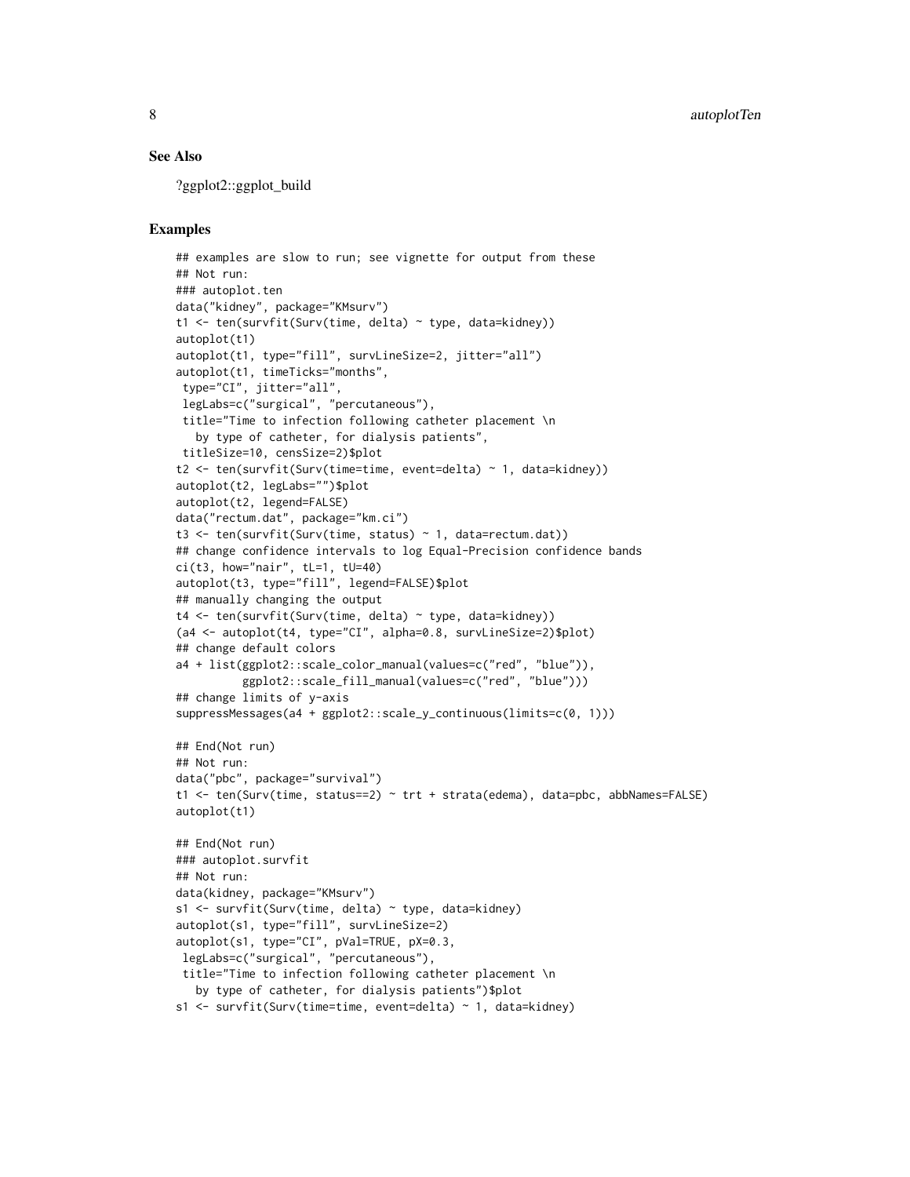## See Also

?ggplot2::ggplot_build

## Examples

```
## examples are slow to run; see vignette for output from these
## Not run:
### autoplot.ten
data("kidney", package="KMsurv")
t1 <- ten(survfit(Surv(time, delta) ~ type, data=kidney))
autoplot(t1)
autoplot(t1, type="fill", survLineSize=2, jitter="all")
autoplot(t1, timeTicks="months",
 type="CI", jitter="all",
 legLabs=c("surgical", "percutaneous"),
 title="Time to infection following catheter placement \n
   by type of catheter, for dialysis patients",
 titleSize=10, censSize=2)$plot
t2 <- ten(survfit(Surv(time=time, event=delta) ~ 1, data=kidney))
autoplot(t2, legLabs="")$plot
autoplot(t2, legend=FALSE)
data("rectum.dat", package="km.ci")
t3 <- ten(survfit(Surv(time, status) ~ 1, data=rectum.dat))
## change confidence intervals to log Equal-Precision confidence bands
ci(t3, how="nair", tL=1, tU=40)
autoplot(t3, type="fill", legend=FALSE)$plot
## manually changing the output
t4 <- ten(survfit(Surv(time, delta) ~ type, data=kidney))
(a4 <- autoplot(t4, type="CI", alpha=0.8, survLineSize=2)$plot)
## change default colors
a4 + list(ggplot2::scale_color_manual(values=c("red", "blue")),
          ggplot2::scale_fill_manual(values=c("red", "blue")))
## change limits of y-axis
suppressMessages(a4 + ggplot2::scale_y_continuous(limits=c(0, 1)))

## End(Not run)
## Not run:
data("pbc", package="survival")
t1 <- ten(Surv(time, status==2) ~ trt + strata(edema), data=pbc, abbNames=FALSE)
autoplot(t1)

## End(Not run)
### autoplot.survfit
## Not run:
data(kidney, package="KMsurv")
s1 <- survfit(Surv(time, delta) ~ type, data=kidney)
autoplot(s1, type="fill", survLineSize=2)
autoplot(s1, type="CI", pVal=TRUE, pX=0.3,
 legLabs=c("surgical", "percutaneous"),
 title="Time to infection following catheter placement \n
   by type of catheter, for dialysis patients")$plot
s1 <- survfit(Surv(time=time, event=delta) ~ 1, data=kidney)
```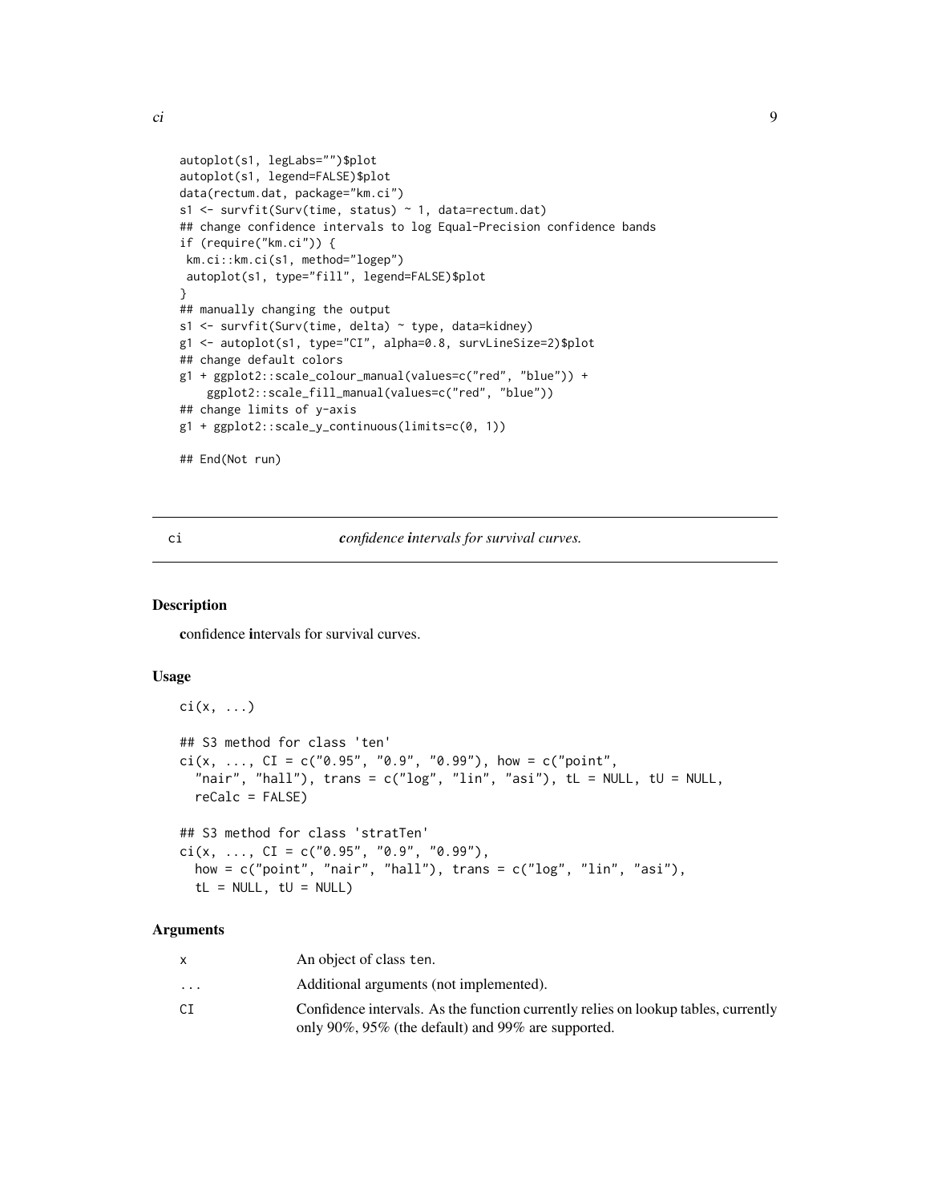```
autoplot(s1, legLabs="")$plot
autoplot(s1, legend=FALSE)$plot
data(rectum.dat, package="km.ci")
s1 <- survfit(Surv(time, status) ~ 1, data=rectum.dat)
## change confidence intervals to log Equal-Precision confidence bands
if (require("km.ci")) {
 km.ci::km.ci(s1, method="logep")
 autoplot(s1, type="fill", legend=FALSE)$plot
}
## manually changing the output
s1 <- survfit(Surv(time, delta) ~ type, data=kidney)
g1 <- autoplot(s1, type="CI", alpha=0.8, survLineSize=2)$plot
## change default colors
g1 + ggplot2::scale_colour_manual(values=c("red", "blue")) +
    ggplot2::scale_fill_manual(values=c("red", "blue"))
## change limits of y-axis
g1 + ggplot2::scale_y_continuous(limits=c(0, 1))

## End(Not run)
```

## ci — ***c**onfidence **i**ntervals for survival curves.*

### Description

**c**onfidence **i**ntervals for survival curves.

### Usage

```
ci(x, ...)

## S3 method for class 'ten'
ci(x, ..., CI = c("0.95", "0.9", "0.99"), how = c("point",
  "nair", "hall"), trans = c("log", "lin", "asi"), tL = NULL, tU = NULL,
  reCalc = FALSE)

## S3 method for class 'stratTen'
ci(x, ..., CI = c("0.95", "0.9", "0.99"),
  how = c("point", "nair", "hall"), trans = c("log", "lin", "asi"),
  tL = NULL, tU = NULL)
```

### Arguments

| | |
|---|---|
| x | An object of class ten. |
| ... | Additional arguments (not implemented). |
| CI | Confidence intervals. As the function currently relies on lookup tables, currently only 90%, 95% (the default) and 99% are supported. |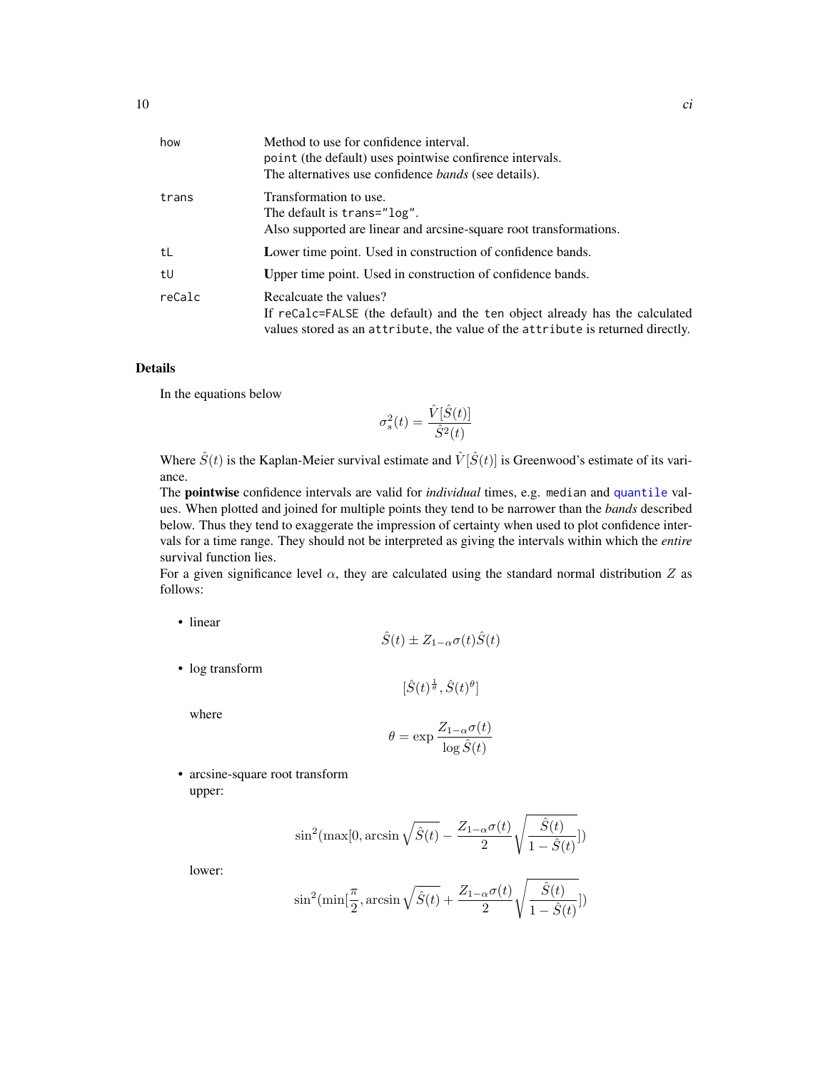| | |
|---|---|
| how | Method to use for confidence interval.<br>point (the default) uses pointwise confirence intervals.<br>The alternatives use confidence *bands* (see details). |
| trans | Transformation to use.<br>The default is trans="log".<br>Also supported are linear and arcsine-square root transformations. |
| tL | **L**ower time point. Used in construction of confidence bands. |
| tU | **U**pper time point. Used in construction of confidence bands. |
| reCalc | Recalcuate the values?<br>If reCalc=FALSE (the default) and the ten object already has the calculated values stored as an attribute, the value of the attribute is returned directly. |

## Details

In the equations below

$$\sigma_s^2(t) = \frac{\hat{V}[\hat{S}(t)]}{\hat{S}^2(t)}$$

Where $\hat{S}(t)$ is the Kaplan-Meier survival estimate and $\hat{V}[\hat{S}(t)]$ is Greenwood's estimate of its variance.

The **pointwise** confidence intervals are valid for *individual* times, e.g. median and quantile values. When plotted and joined for multiple points they tend to be narrower than the *bands* described below. Thus they tend to exaggerate the impression of certainty when used to plot confidence intervals for a time range. They should not be interpreted as giving the intervals within which the *entire* survival function lies.

For a given significance level $\alpha$, they are calculated using the standard normal distribution $Z$ as follows:

- linear

$$\hat{S}(t) \pm Z_{1-\alpha}\sigma(t)\hat{S}(t)$$

- log transform

$$[\hat{S}(t)^{\frac{1}{\theta}}, \hat{S}(t)^{\theta}]$$

  where

$$\theta = \exp \frac{Z_{1-\alpha}\sigma(t)}{\log \hat{S}(t)}$$

- arcsine-square root transform
  upper:

$$\sin^2(\max[0, \arcsin\sqrt{\hat{S}(t)} - \frac{Z_{1-\alpha}\sigma(t)}{2}\sqrt{\frac{\hat{S}(t)}{1-\hat{S}(t)}}])$$

  lower:

$$\sin^2(\min[\frac{\pi}{2}, \arcsin\sqrt{\hat{S}(t)} + \frac{Z_{1-\alpha}\sigma(t)}{2}\sqrt{\frac{\hat{S}(t)}{1-\hat{S}(t)}}])$$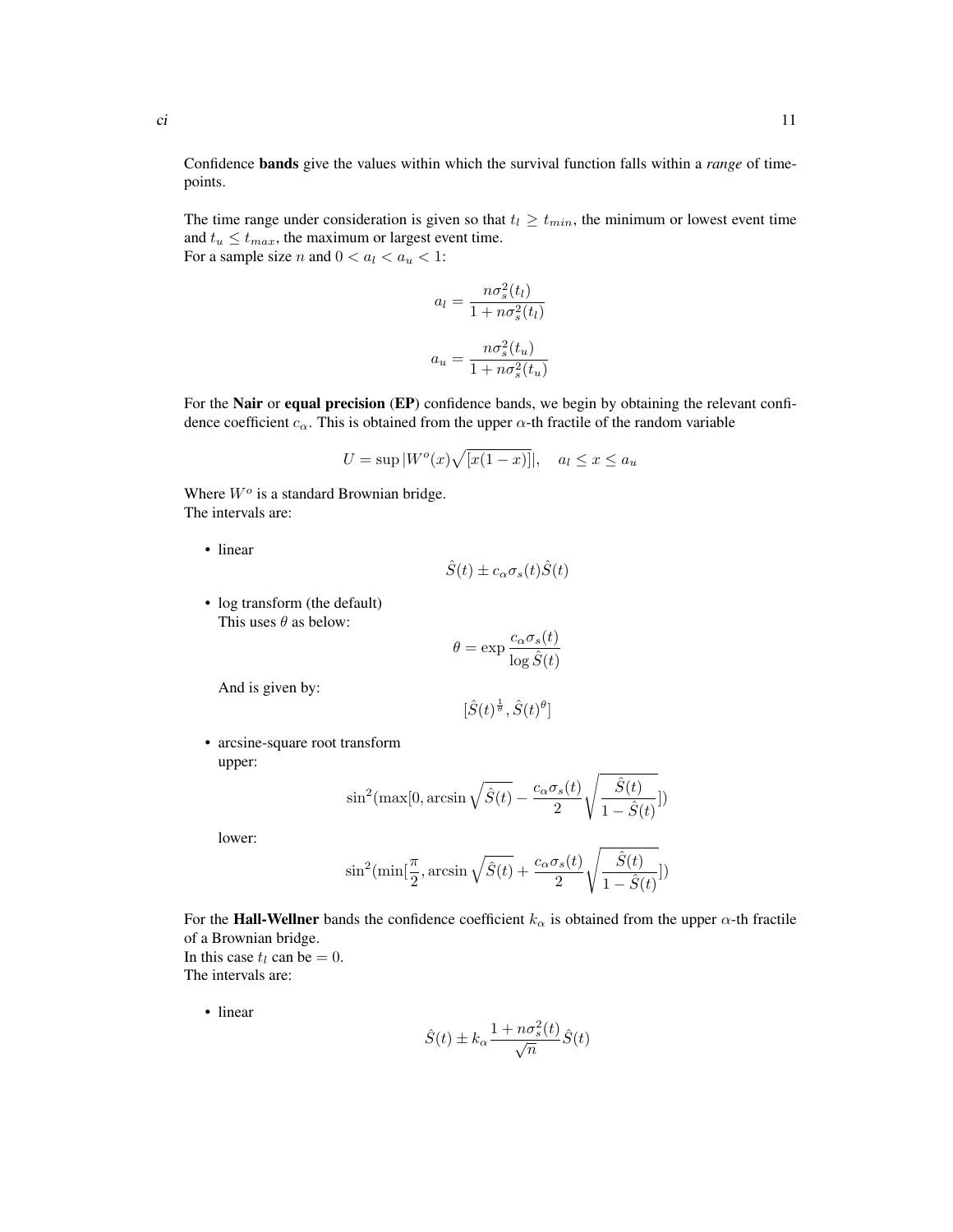Confidence **bands** give the values within which the survival function falls within a *range* of timepoints.

The time range under consideration is given so that $t_l \geq t_{min}$, the minimum or lowest event time and $t_u \leq t_{max}$, the maximum or largest event time.
For a sample size $n$ and $0 < a_l < a_u < 1$:

$$a_l = \frac{n\sigma_s^2(t_l)}{1 + n\sigma_s^2(t_l)}$$

$$a_u = \frac{n\sigma_s^2(t_u)}{1 + n\sigma_s^2(t_u)}$$

For the **Nair** or **equal precision** (**EP**) confidence bands, we begin by obtaining the relevant confidence coefficient $c_\alpha$. This is obtained from the upper $\alpha$-th fractile of the random variable

$$U = \sup |W^o(x)\sqrt{[x(1-x)]}|, \quad a_l \leq x \leq a_u$$

Where $W^o$ is a standard Brownian bridge.
The intervals are:

- linear

$$\hat{S}(t) \pm c_\alpha \sigma_s(t) \hat{S}(t)$$

- log transform (the default)
  This uses $\theta$ as below:

$$\theta = \exp \frac{c_\alpha \sigma_s(t)}{\log \hat{S}(t)}$$

  And is given by:

$$[\hat{S}(t)^{\frac{1}{\theta}}, \hat{S}(t)^{\theta}]$$

- arcsine-square root transform
  upper:

$$\sin^2(\max[0, \arcsin \sqrt{\hat{S}(t)} - \frac{c_\alpha \sigma_s(t)}{2} \sqrt{\frac{\hat{S}(t)}{1 - \hat{S}(t)}}])$$

  lower:

$$\sin^2(\min[\frac{\pi}{2}, \arcsin \sqrt{\hat{S}(t)} + \frac{c_\alpha \sigma_s(t)}{2} \sqrt{\frac{\hat{S}(t)}{1 - \hat{S}(t)}}])$$

For the **Hall-Wellner** bands the confidence coefficient $k_\alpha$ is obtained from the upper $\alpha$-th fractile of a Brownian bridge.
In this case $t_l$ can be $= 0$.
The intervals are:

- linear

$$\hat{S}(t) \pm k_\alpha \frac{1 + n\sigma_s^2(t)}{\sqrt{n}} \hat{S}(t)$$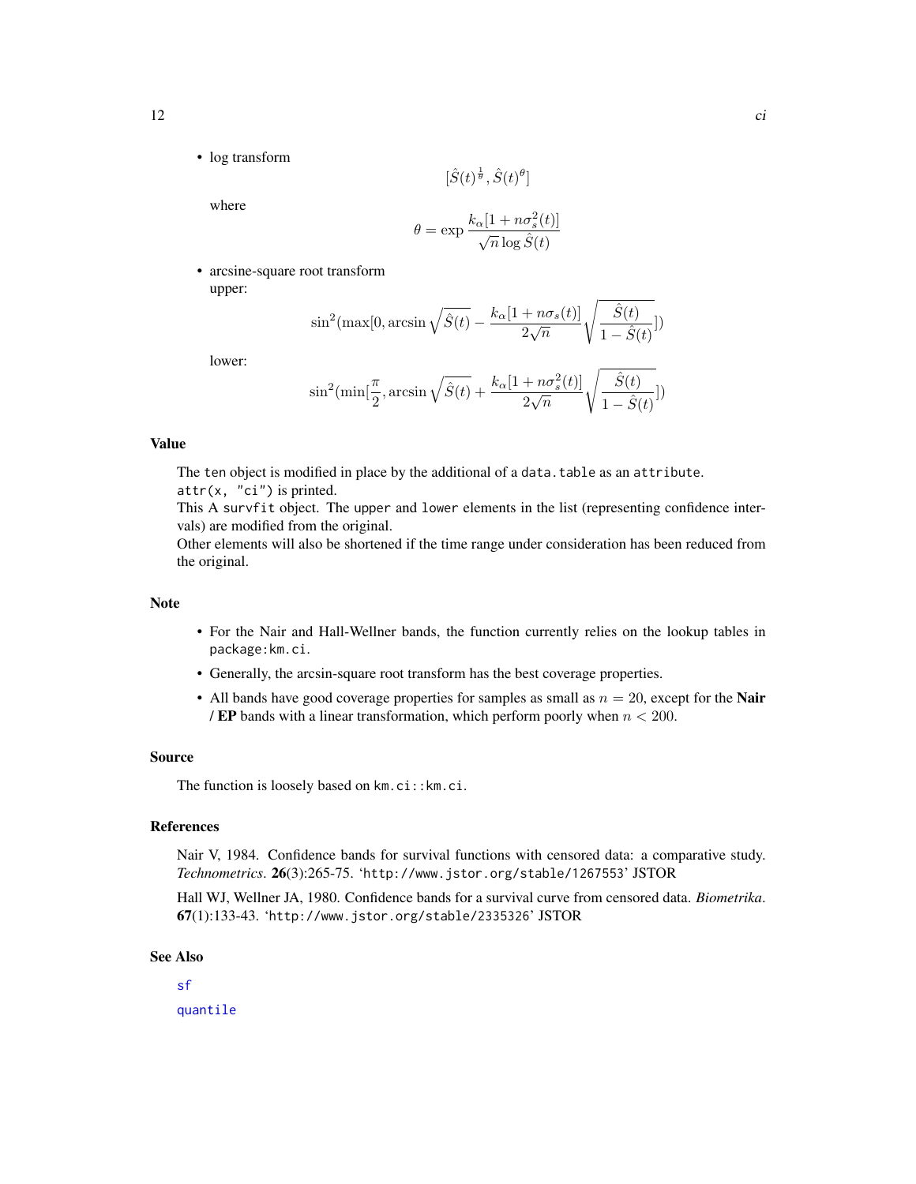- log transform

$$[\hat{S}(t)^{\frac{1}{\theta}}, \hat{S}(t)^{\theta}]$$

  where

$$\theta = \exp \frac{k_\alpha[1 + n\sigma_s^2(t)]}{\sqrt{n} \log \hat{S}(t)}$$

- arcsine-square root transform
  upper:

$$\sin^2(\max[0, \arcsin \sqrt{\hat{S}(t)} - \frac{k_\alpha[1 + n\sigma_s(t)]}{2\sqrt{n}} \sqrt{\frac{\hat{S}(t)}{1 - \hat{S}(t)}}])$$

  lower:

$$\sin^2(\min[\frac{\pi}{2}, \arcsin \sqrt{\hat{S}(t)} + \frac{k_\alpha[1 + n\sigma_s^2(t)]}{2\sqrt{n}} \sqrt{\frac{\hat{S}(t)}{1 - \hat{S}(t)}}])$$

## Value

The `ten` object is modified in place by the additional of a `data.table` as an `attribute`.
`attr(x, "ci")` is printed.
This A `survfit` object. The `upper` and `lower` elements in the list (representing confidence intervals) are modified from the original.
Other elements will also be shortened if the time range under consideration has been reduced from the original.

## Note

- For the Nair and Hall-Wellner bands, the function currently relies on the lookup tables in `package:km.ci`.
- Generally, the arcsin-square root transform has the best coverage properties.
- All bands have good coverage properties for samples as small as $n = 20$, except for the **Nair / EP** bands with a linear transformation, which perform poorly when $n < 200$.

## Source

The function is loosely based on `km.ci::km.ci`.

## References

Nair V, 1984. Confidence bands for survival functions with censored data: a comparative study. *Technometrics*. **26**(3):265-75. '`http://www.jstor.org/stable/1267553`' JSTOR

Hall WJ, Wellner JA, 1980. Confidence bands for a survival curve from censored data. *Biometrika*. **67**(1):133-43. '`http://www.jstor.org/stable/2335326`' JSTOR

## See Also

`sf`

`quantile`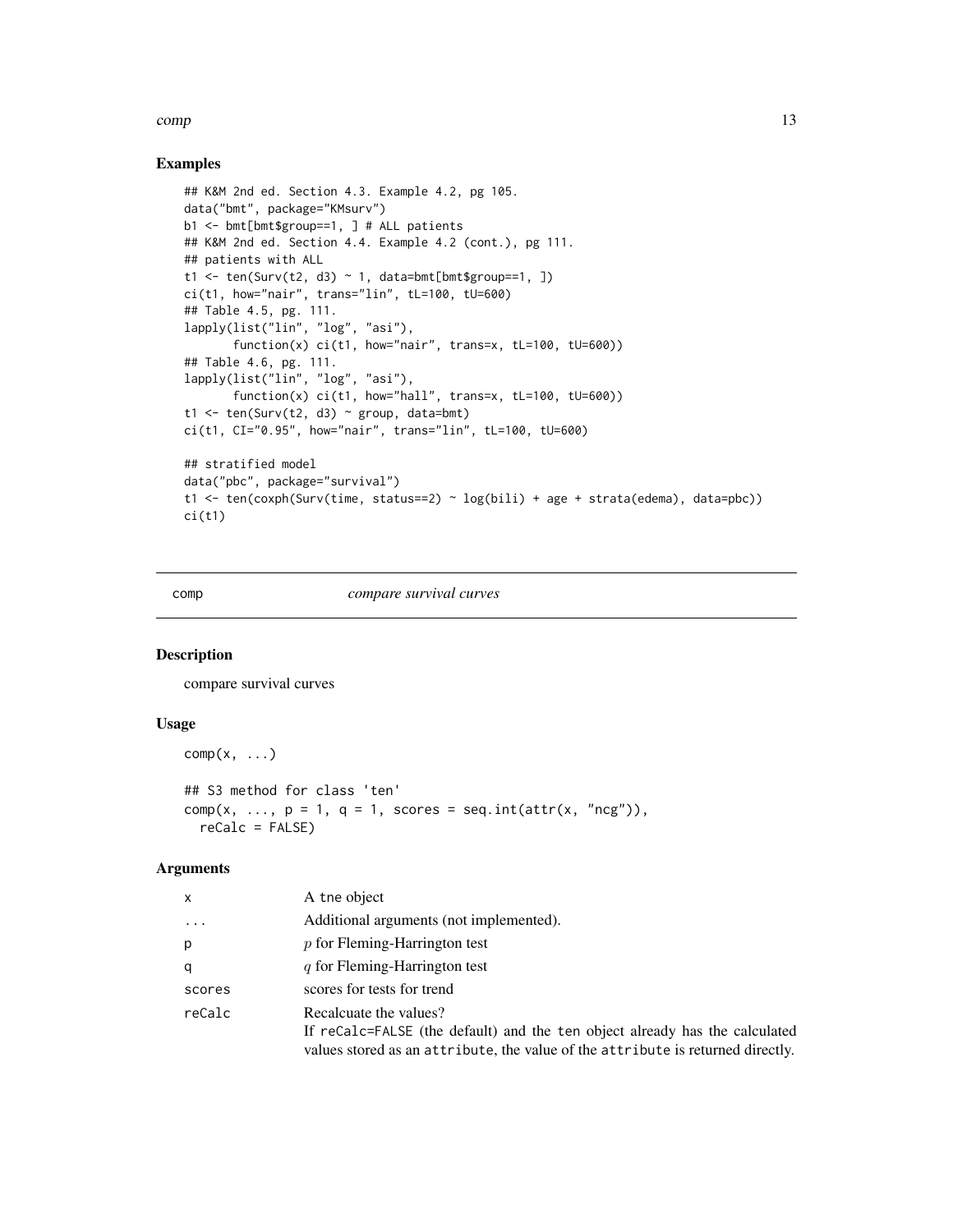## Examples

```
## K&M 2nd ed. Section 4.3. Example 4.2, pg 105.
data("bmt", package="KMsurv")
b1 <- bmt[bmt$group==1, ] # ALL patients
## K&M 2nd ed. Section 4.4. Example 4.2 (cont.), pg 111.
## patients with ALL
t1 <- ten(Surv(t2, d3) ~ 1, data=bmt[bmt$group==1, ])
ci(t1, how="nair", trans="lin", tL=100, tU=600)
## Table 4.5, pg. 111.
lapply(list("lin", "log", "asi"),
       function(x) ci(t1, how="nair", trans=x, tL=100, tU=600))
## Table 4.6, pg. 111.
lapply(list("lin", "log", "asi"),
       function(x) ci(t1, how="hall", trans=x, tL=100, tU=600))
t1 <- ten(Surv(t2, d3) ~ group, data=bmt)
ci(t1, CI="0.95", how="nair", trans="lin", tL=100, tU=600)

## stratified model
data("pbc", package="survival")
t1 <- ten(coxph(Surv(time, status==2) ~ log(bili) + age + strata(edema), data=pbc))
ci(t1)
```

---

# comp — *compare survival curves*

## Description

compare survival curves

## Usage

```
comp(x, ...)

## S3 method for class 'ten'
comp(x, ..., p = 1, q = 1, scores = seq.int(attr(x, "ncg")),
  reCalc = FALSE)
```

## Arguments

| | |
|---|---|
| `x` | A `tne` object |
| `...` | Additional arguments (not implemented). |
| `p` | $p$ for Fleming-Harrington test |
| `q` | $q$ for Fleming-Harrington test |
| `scores` | scores for tests for trend |
| `reCalc` | Recalcuate the values? If `reCalc=FALSE` (the default) and the `ten` object already has the calculated values stored as an `attribute`, the value of the `attribute` is returned directly. |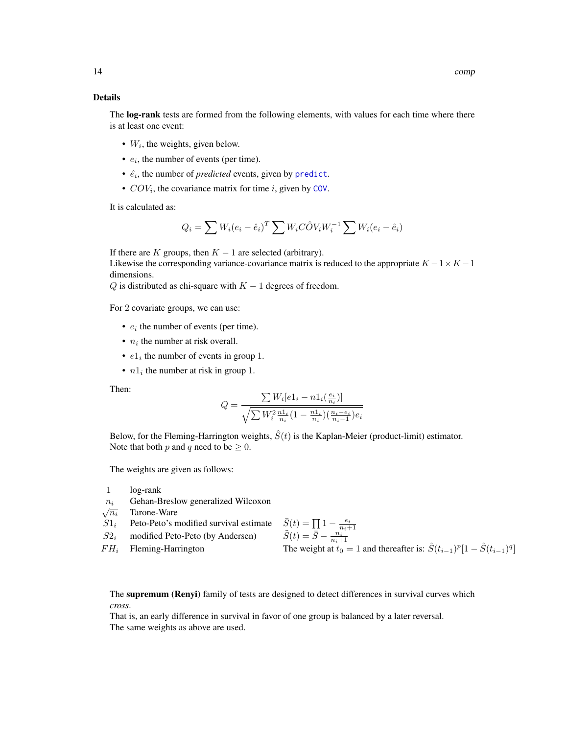### Details

The **log-rank** tests are formed from the following elements, with values for each time where there is at least one event:

- $W_i$, the weights, given below.
- $e_i$, the number of events (per time).
- $\hat{e_i}$, the number of *predicted* events, given by predict.
- $COV_i$, the covariance matrix for time $i$, given by COV.

It is calculated as:

$$Q_i = \sum W_i(e_i - \hat{e}_i)^T \sum W_i \hat{COV_i} W_i^{-1} \sum W_i(e_i - \hat{e}_i)$$

If there are $K$ groups, then $K-1$ are selected (arbitrary).
Likewise the corresponding variance-covariance matrix is reduced to the appropriate $K-1 \times K-1$ dimensions.
$Q$ is distributed as chi-square with $K-1$ degrees of freedom.

For 2 covariate groups, we can use:

- $e_i$ the number of events (per time).
- $n_i$ the number at risk overall.
- $e1_i$ the number of events in group 1.
- $n1_i$ the number at risk in group 1.

Then:

$$Q = \frac{\sum W_i[e1_i - n1_i(\frac{e_i}{n_i})]}{\sqrt{\sum W_i^2 \frac{n1_i}{n_i}(1 - \frac{n1_i}{n_i})(\frac{n_i - e_i}{n_i - 1})e_i}}$$

Below, for the Fleming-Harrington weights, $\hat{S}(t)$ is the Kaplan-Meier (product-limit) estimator.
Note that both $p$ and $q$ need to be $\geq 0$.

The weights are given as follows:

| | | |
|---|---|---|
| $1$ | log-rank | |
| $n_i$ | Gehan-Breslow generalized Wilcoxon | |
| $\sqrt{n_i}$ | Tarone-Ware | |
| $S1_i$ | Peto-Peto's modified survival estimate | $\bar{S}(t) = \prod 1 - \frac{e_i}{n_i+1}$ |
| $S2_i$ | modified Peto-Peto (by Andersen) | $\tilde{S}(t) = \bar{S} - \frac{n_i}{n_i+1}$ |
| $FH_i$ | Fleming-Harrington | The weight at $t_0 = 1$ and thereafter is: $\hat{S}(t_{i-1})^p[1 - \hat{S}(t_{i-1})^q]$ |

The **supremum (Renyi)** family of tests are designed to detect differences in survival curves which *cross*.
That is, an early difference in survival in favor of one group is balanced by a later reversal.
The same weights as above are used.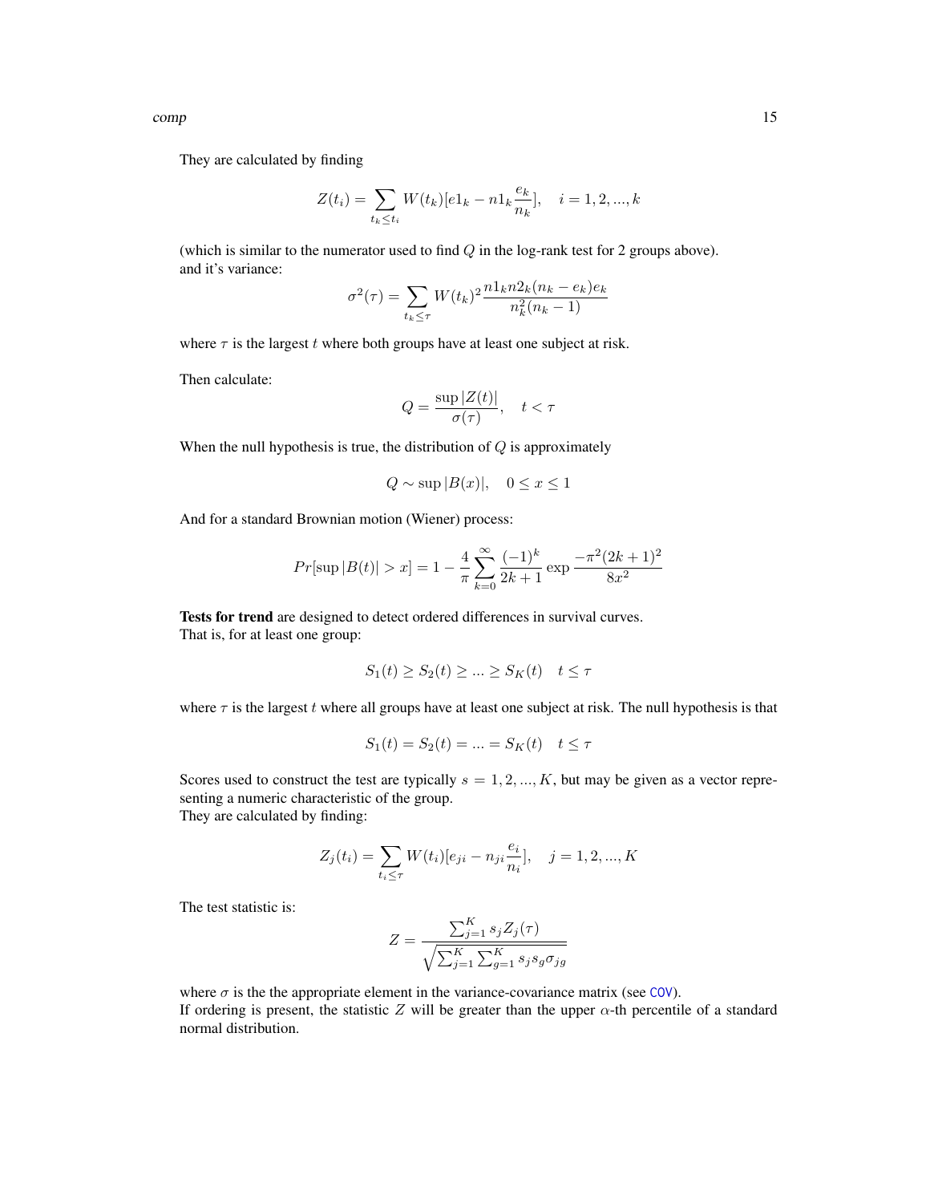They are calculated by finding

$$Z(t_i) = \sum_{t_k \leq t_i} W(t_k)[e1_k - n1_k \frac{e_k}{n_k}], \quad i = 1, 2, ..., k$$

(which is similar to the numerator used to find $Q$ in the log-rank test for 2 groups above).
and it's variance:

$$\sigma^2(\tau) = \sum_{t_k \leq \tau} W(t_k)^2 \frac{n1_k n2_k (n_k - e_k) e_k}{n_k^2 (n_k - 1)}$$

where $\tau$ is the largest $t$ where both groups have at least one subject at risk.

Then calculate:

$$Q = \frac{\sup |Z(t)|}{\sigma(\tau)}, \quad t < \tau$$

When the null hypothesis is true, the distribution of $Q$ is approximately

$$Q \sim \sup |B(x)|, \quad 0 \leq x \leq 1$$

And for a standard Brownian motion (Wiener) process:

$$Pr[\sup |B(t)| > x] = 1 - \frac{4}{\pi} \sum_{k=0}^{\infty} \frac{(-1)^k}{2k+1} \exp \frac{-\pi^2 (2k+1)^2}{8x^2}$$

**Tests for trend** are designed to detect ordered differences in survival curves.
That is, for at least one group:

$$S_1(t) \geq S_2(t) \geq ... \geq S_K(t) \quad t \leq \tau$$

where $\tau$ is the largest $t$ where all groups have at least one subject at risk. The null hypothesis is that

$$S_1(t) = S_2(t) = ... = S_K(t) \quad t \leq \tau$$

Scores used to construct the test are typically $s = 1, 2, ..., K$, but may be given as a vector representing a numeric characteristic of the group.
They are calculated by finding:

$$Z_j(t_i) = \sum_{t_i \leq \tau} W(t_i)[e_{ji} - n_{ji} \frac{e_i}{n_i}], \quad j = 1, 2, ..., K$$

The test statistic is:

$$Z = \frac{\sum_{j=1}^{K} s_j Z_j(\tau)}{\sqrt{\sum_{j=1}^{K} \sum_{g=1}^{K} s_j s_g \sigma_{jg}}}$$

where $\sigma$ is the the appropriate element in the variance-covariance matrix (see COV).
If ordering is present, the statistic $Z$ will be greater than the upper $\alpha$-th percentile of a standard normal distribution.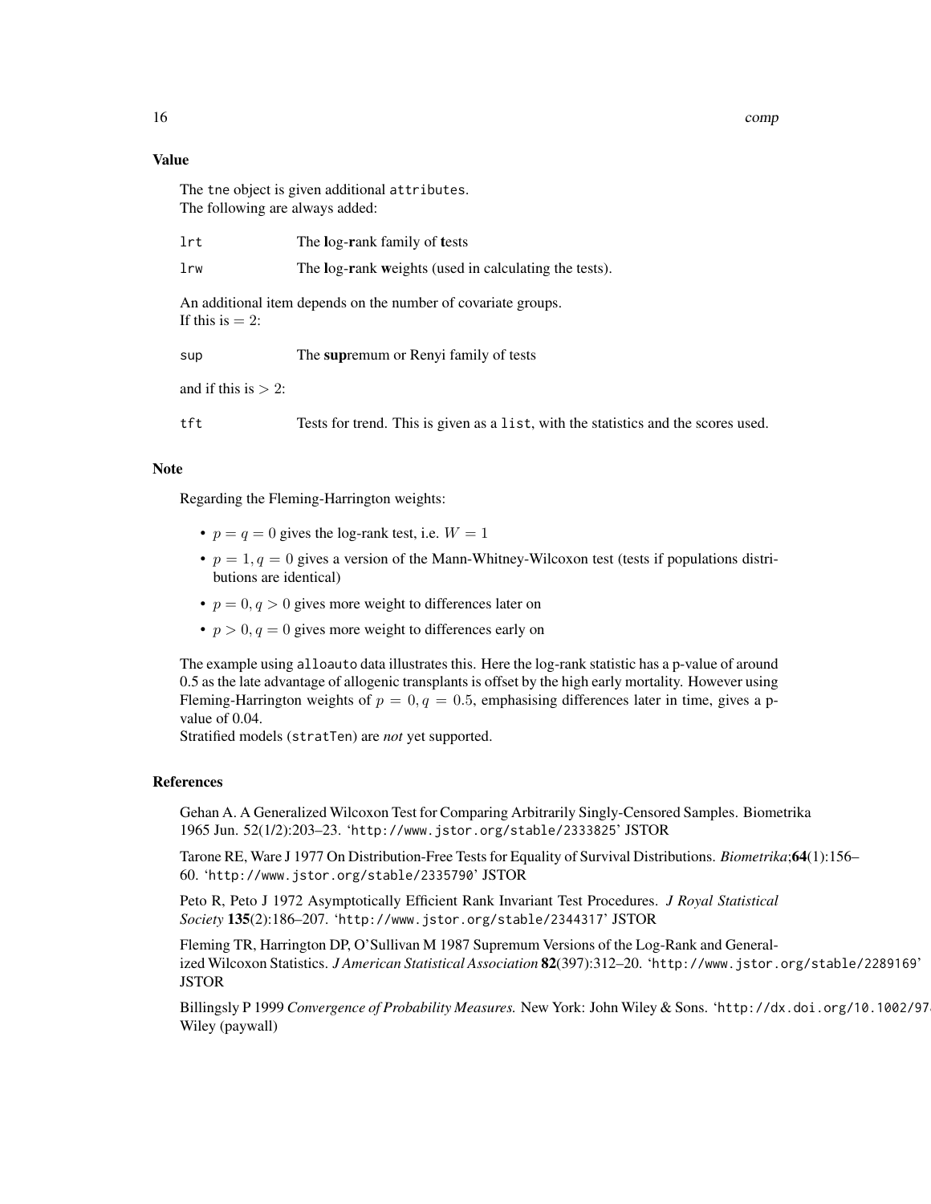### Value

The `tne` object is given additional `attributes`.
The following are always added:

- `lrt` — The **l**og-**r**ank family of **t**ests
- `lrw` — The **l**og-**r**ank **w**eights (used in calculating the tests).

An additional item depends on the number of covariate groups.
If this is $= 2$:

- `sup` — The **sup**remum or Renyi family of tests

and if this is $> 2$:

- `tft` — Tests for trend. This is given as a `list`, with the statistics and the scores used.

### Note

Regarding the Fleming-Harrington weights:

- $p = q = 0$ gives the log-rank test, i.e. $W = 1$
- $p = 1, q = 0$ gives a version of the Mann-Whitney-Wilcoxon test (tests if populations distributions are identical)
- $p = 0, q > 0$ gives more weight to differences later on
- $p > 0, q = 0$ gives more weight to differences early on

The example using `alloauto` data illustrates this. Here the log-rank statistic has a p-value of around 0.5 as the late advantage of allogenic transplants is offset by the high early mortality. However using Fleming-Harrington weights of $p = 0, q = 0.5$, emphasising differences later in time, gives a p-value of 0.04.
Stratified models (`stratTen`) are *not* yet supported.

### References

Gehan A. A Generalized Wilcoxon Test for Comparing Arbitrarily Singly-Censored Samples. Biometrika 1965 Jun. 52(1/2):203–23. 'http://www.jstor.org/stable/2333825' JSTOR

Tarone RE, Ware J 1977 On Distribution-Free Tests for Equality of Survival Distributions. *Biometrika*;**64**(1):156–60. 'http://www.jstor.org/stable/2335790' JSTOR

Peto R, Peto J 1972 Asymptotically Efficient Rank Invariant Test Procedures. *J Royal Statistical Society* **135**(2):186–207. 'http://www.jstor.org/stable/2344317' JSTOR

Fleming TR, Harrington DP, O'Sullivan M 1987 Supremum Versions of the Log-Rank and Generalized Wilcoxon Statistics. *J American Statistical Association* **82**(397):312–20. 'http://www.jstor.org/stable/2289169' JSTOR

Billingsly P 1999 *Convergence of Probability Measures.* New York: John Wiley & Sons. 'http://dx.doi.org/10.1002/97 Wiley (paywall)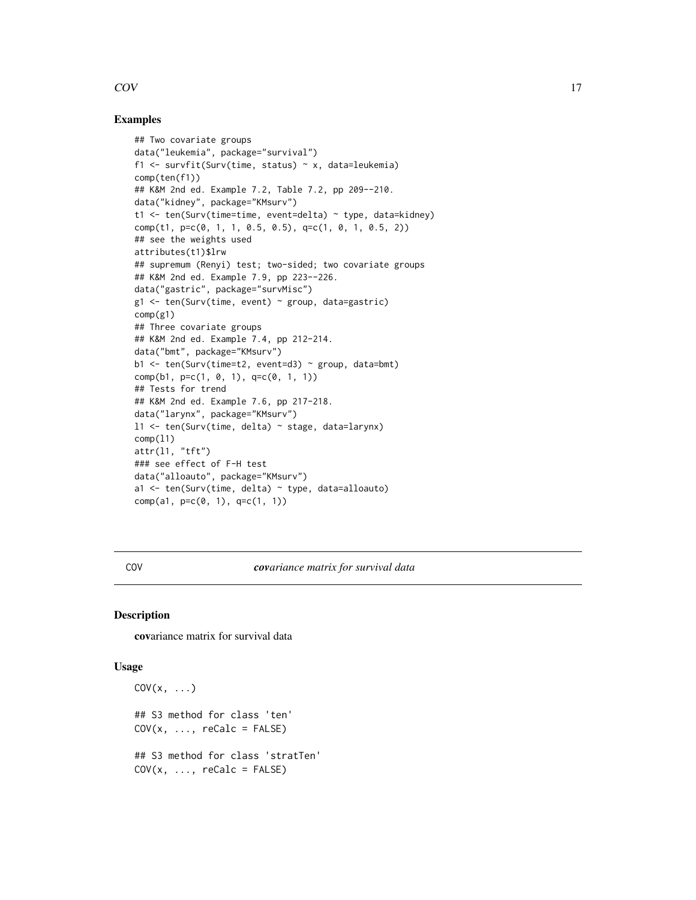## Examples

```
## Two covariate groups
data("leukemia", package="survival")
f1 <- survfit(Surv(time, status) ~ x, data=leukemia)
comp(ten(f1))
## K&M 2nd ed. Example 7.2, Table 7.2, pp 209--210.
data("kidney", package="KMsurv")
t1 <- ten(Surv(time=time, event=delta) ~ type, data=kidney)
comp(t1, p=c(0, 1, 1, 0.5, 0.5), q=c(1, 0, 1, 0.5, 2))
## see the weights used
attributes(t1)$lrw
## supremum (Renyi) test; two-sided; two covariate groups
## K&M 2nd ed. Example 7.9, pp 223--226.
data("gastric", package="survMisc")
g1 <- ten(Surv(time, event) ~ group, data=gastric)
comp(g1)
## Three covariate groups
## K&M 2nd ed. Example 7.4, pp 212-214.
data("bmt", package="KMsurv")
b1 <- ten(Surv(time=t2, event=d3) ~ group, data=bmt)
comp(b1, p=c(1, 0, 1), q=c(0, 1, 1))
## Tests for trend
## K&M 2nd ed. Example 7.6, pp 217-218.
data("larynx", package="KMsurv")
l1 <- ten(Surv(time, delta) ~ stage, data=larynx)
comp(l1)
attr(l1, "tft")
### see effect of F-H test
data("alloauto", package="KMsurv")
a1 <- ten(Surv(time, delta) ~ type, data=alloauto)
comp(a1, p=c(0, 1), q=c(1, 1))
```

---

# COV — ***cov**ariance matrix for survival data*

## Description

**cov**ariance matrix for survival data

## Usage

```
COV(x, ...)

## S3 method for class 'ten'
COV(x, ..., reCalc = FALSE)

## S3 method for class 'stratTen'
COV(x, ..., reCalc = FALSE)
```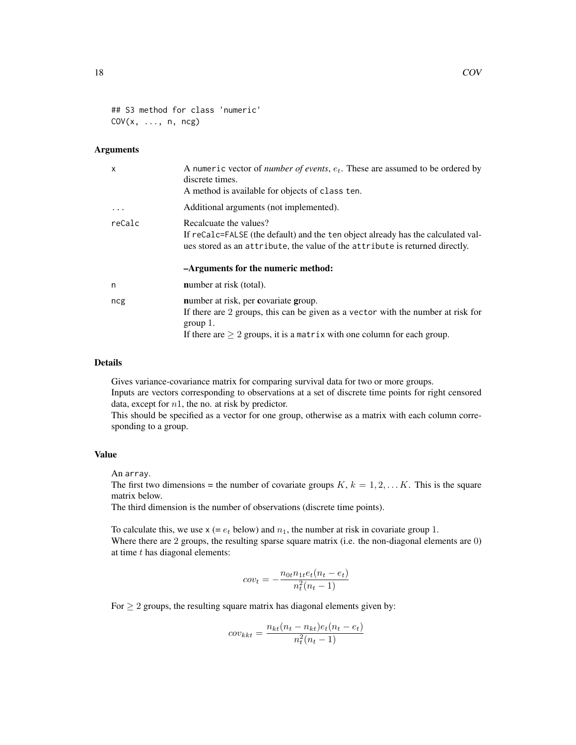```
## S3 method for class 'numeric'
COV(x, ..., n, ncg)
```

### Arguments

| | |
|---|---|
| x | A numeric vector of *number of events*, $e_t$. These are assumed to be ordered by discrete times.<br>A method is available for objects of class ten. |
| ... | Additional arguments (not implemented). |
| reCalc | Recalcuate the values?<br>If reCalc=FALSE (the default) and the ten object already has the calculated values stored as an attribute, the value of the attribute is returned directly. |
| | **–Arguments for the numeric method:** |
| n | **n**umber at risk (total). |
| ncg | **n**umber at risk, per **c**ovariate **g**roup.<br>If there are 2 groups, this can be given as a vector with the number at risk for group 1.<br>If there are $\geq 2$ groups, it is a matrix with one column for each group. |

### Details

Gives variance-covariance matrix for comparing survival data for two or more groups.
Inputs are vectors corresponding to observations at a set of discrete time points for right censored data, except for $n1$, the no. at risk by predictor.
This should be specified as a vector for one group, otherwise as a matrix with each column corresponding to a group.

### Value

An array.
The first two dimensions = the number of covariate groups $K$, $k = 1, 2, \ldots K$. This is the square matrix below.
The third dimension is the number of observations (discrete time points).

To calculate this, we use x (= $e_t$ below) and $n_1$, the number at risk in covariate group 1.
Where there are 2 groups, the resulting sparse square matrix (i.e. the non-diagonal elements are 0) at time $t$ has diagonal elements:

$$cov_t = -\frac{n_{0t} n_{1t} e_t (n_t - e_t)}{n_t^2 (n_t - 1)}$$

For $\geq 2$ groups, the resulting square matrix has diagonal elements given by:

$$cov_{kkt} = \frac{n_{kt}(n_t - n_{kt}) e_t (n_t - e_t)}{n_t^2 (n_t - 1)}$$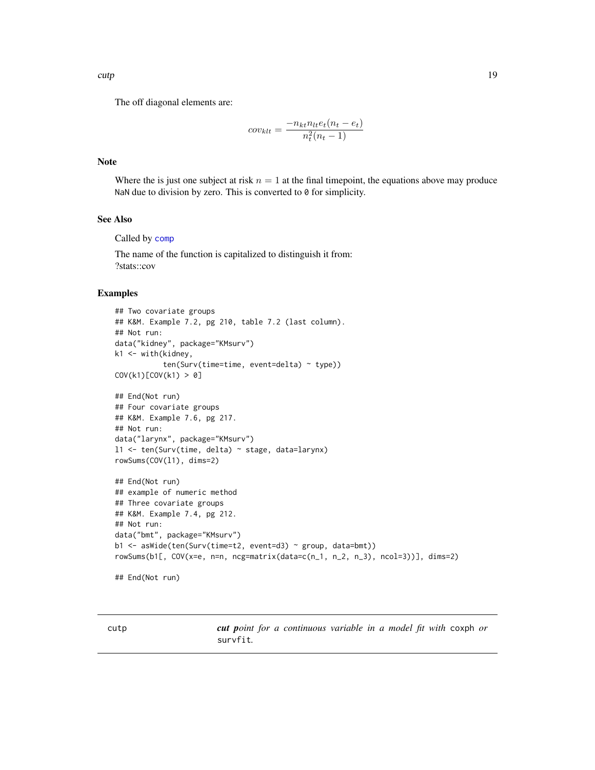The off diagonal elements are:

$$cov_{klt} = \frac{-n_{kt} n_{lt} e_t (n_t - e_t)}{n_t^2 (n_t - 1)}$$

## Note

Where the is just one subject at risk $n = 1$ at the final timepoint, the equations above may produce `NaN` due to division by zero. This is converted to `0` for simplicity.

## See Also

Called by `comp`

The name of the function is capitalized to distinguish it from:
?stats::cov

## Examples

```
## Two covariate groups
## K&M. Example 7.2, pg 210, table 7.2 (last column).
## Not run:
data("kidney", package="KMsurv")
k1 <- with(kidney,
           ten(Surv(time=time, event=delta) ~ type))
COV(k1)[COV(k1) > 0]

## End(Not run)
## Four covariate groups
## K&M. Example 7.6, pg 217.
## Not run:
data("larynx", package="KMsurv")
l1 <- ten(Surv(time, delta) ~ stage, data=larynx)
rowSums(COV(l1), dims=2)

## End(Not run)
## example of numeric method
## Three covariate groups
## K&M. Example 7.4, pg 212.
## Not run:
data("bmt", package="KMsurv")
b1 <- asWide(ten(Surv(time=t2, event=d3) ~ group, data=bmt))
rowSums(b1[, COV(x=e, n=n, ncg=matrix(data=c(n_1, n_2, n_3), ncol=3))], dims=2)

## End(Not run)
```

---

# cutp — ***cut point*** *for a continuous variable in a model fit with* `coxph` *or* `survfit`*.*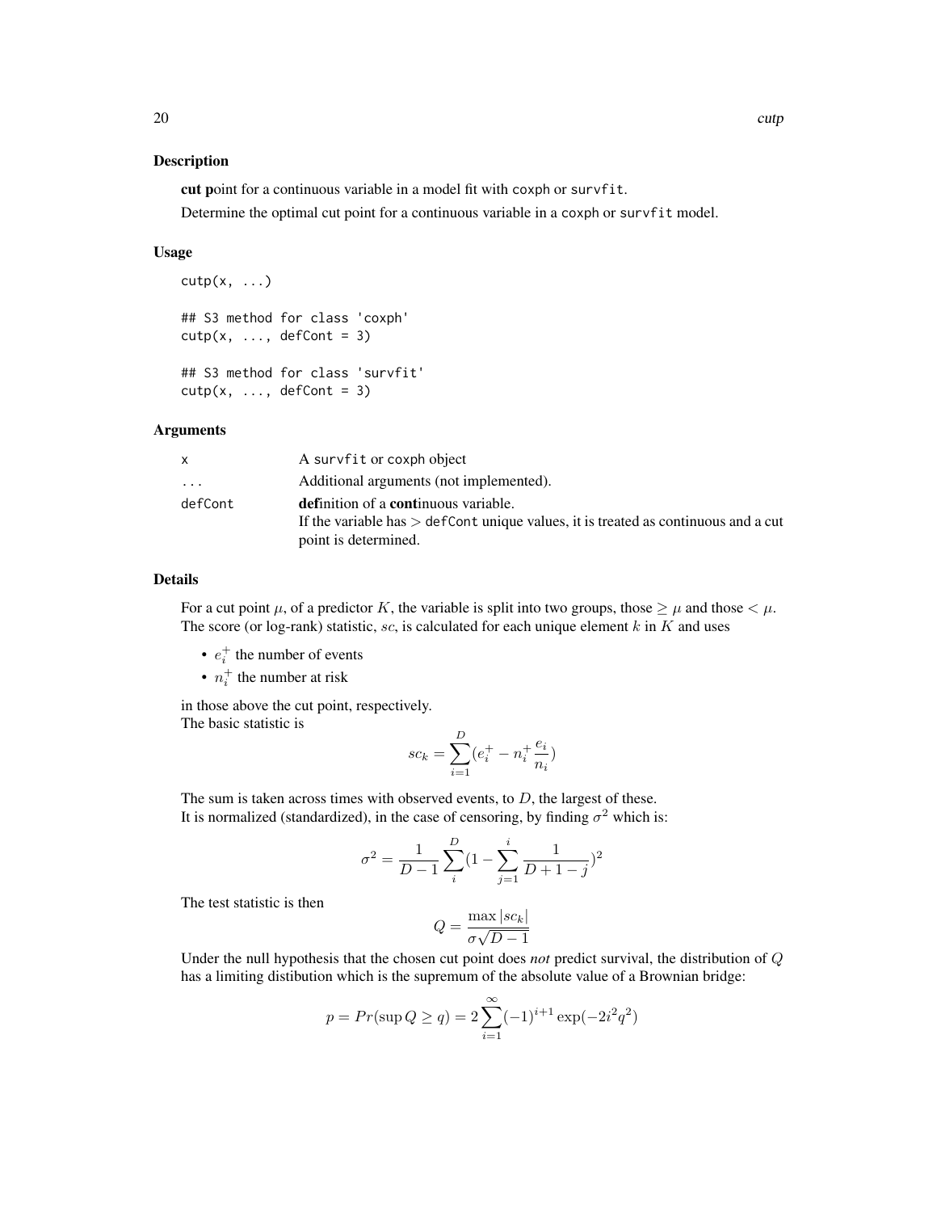### Description

**cut p**oint for a continuous variable in a model fit with coxph or survfit.

Determine the optimal cut point for a continuous variable in a coxph or survfit model.

### Usage

```
cutp(x, ...)

## S3 method for class 'coxph'
cutp(x, ..., defCont = 3)

## S3 method for class 'survfit'
cutp(x, ..., defCont = 3)
```

### Arguments

| | |
|---|---|
| x | A survfit or coxph object |
| ... | Additional arguments (not implemented). |
| defCont | **def**inition of a **cont**inuous variable. If the variable has $>$ defCont unique values, it is treated as continuous and a cut point is determined. |

### Details

For a cut point $\mu$, of a predictor $K$, the variable is split into two groups, those $\geq \mu$ and those $< \mu$. The score (or log-rank) statistic, $sc$, is calculated for each unique element $k$ in $K$ and uses

- $e_i^+$ the number of events
- $n_i^+$ the number at risk

in those above the cut point, respectively.
The basic statistic is

$$sc_k = \sum_{i=1}^{D} (e_i^+ - n_i^+ \frac{e_i}{n_i})$$

The sum is taken across times with observed events, to $D$, the largest of these.
It is normalized (standardized), in the case of censoring, by finding $\sigma^2$ which is:

$$\sigma^2 = \frac{1}{D-1} \sum_{i}^{D} (1 - \sum_{j=1}^{i} \frac{1}{D+1-j})^2$$

The test statistic is then

$$Q = \frac{\max |sc_k|}{\sigma \sqrt{D-1}}$$

Under the null hypothesis that the chosen cut point does *not* predict survival, the distribution of $Q$ has a limiting distibution which is the supremum of the absolute value of a Brownian bridge:

$$p = Pr(\sup Q \geq q) = 2 \sum_{i=1}^{\infty} (-1)^{i+1} \exp(-2i^2 q^2)$$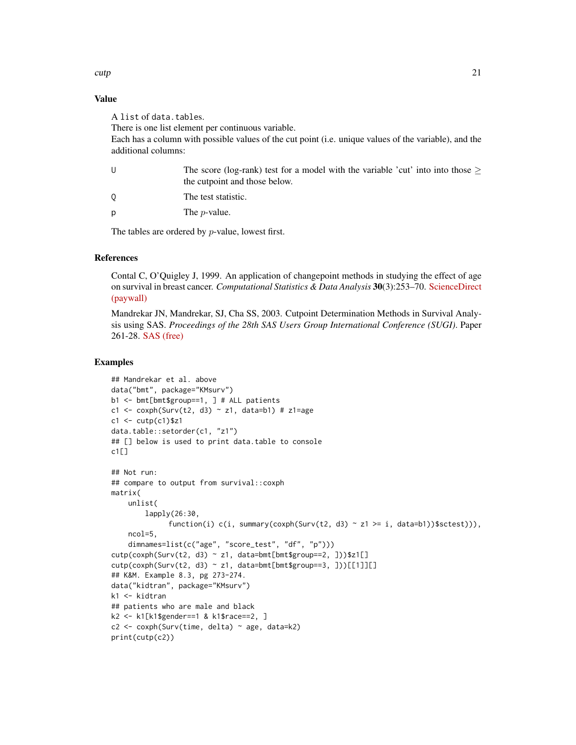### Value

A `list` of `data.tables`.
There is one list element per continuous variable.
Each has a column with possible values of the cut point (i.e. unique values of the variable), and the additional columns:

- `U` — The score (log-rank) test for a model with the variable 'cut' into into those $\geq$ the cutpoint and those below.
- `Q` — The test statistic.
- `p` — The $p$-value.

The tables are ordered by $p$-value, lowest first.

### References

Contal C, O'Quigley J, 1999. An application of changepoint methods in studying the effect of age on survival in breast cancer. *Computational Statistics & Data Analysis* **30**(3):253–70. ScienceDirect (paywall)

Mandrekar JN, Mandrekar, SJ, Cha SS, 2003. Cutpoint Determination Methods in Survival Analysis using SAS. *Proceedings of the 28th SAS Users Group International Conference (SUGI)*. Paper 261-28. SAS (free)

### Examples

```
## Mandrekar et al. above
data("bmt", package="KMsurv")
b1 <- bmt[bmt$group==1, ] # ALL patients
c1 <- coxph(Surv(t2, d3) ~ z1, data=b1) # z1=age
c1 <- cutp(c1)$z1
data.table::setorder(c1, "z1")
## [] below is used to print data.table to console
c1[]

## Not run:
## compare to output from survival::coxph
matrix(
    unlist(
        lapply(26:30,
              function(i) c(i, summary(coxph(Surv(t2, d3) ~ z1 >= i, data=b1))$sctest))),
    ncol=5,
    dimnames=list(c("age", "score_test", "df", "p")))
cutp(coxph(Surv(t2, d3) ~ z1, data=bmt[bmt$group==2, ]))$z1[]
cutp(coxph(Surv(t2, d3) ~ z1, data=bmt[bmt$group==3, ]))[[1]][]
## K&M. Example 8.3, pg 273-274.
data("kidtran", package="KMsurv")
k1 <- kidtran
## patients who are male and black
k2 <- k1[k1$gender==1 & k1$race==2, ]
c2 <- coxph(Surv(time, delta) ~ age, data=k2)
print(cutp(c2))
```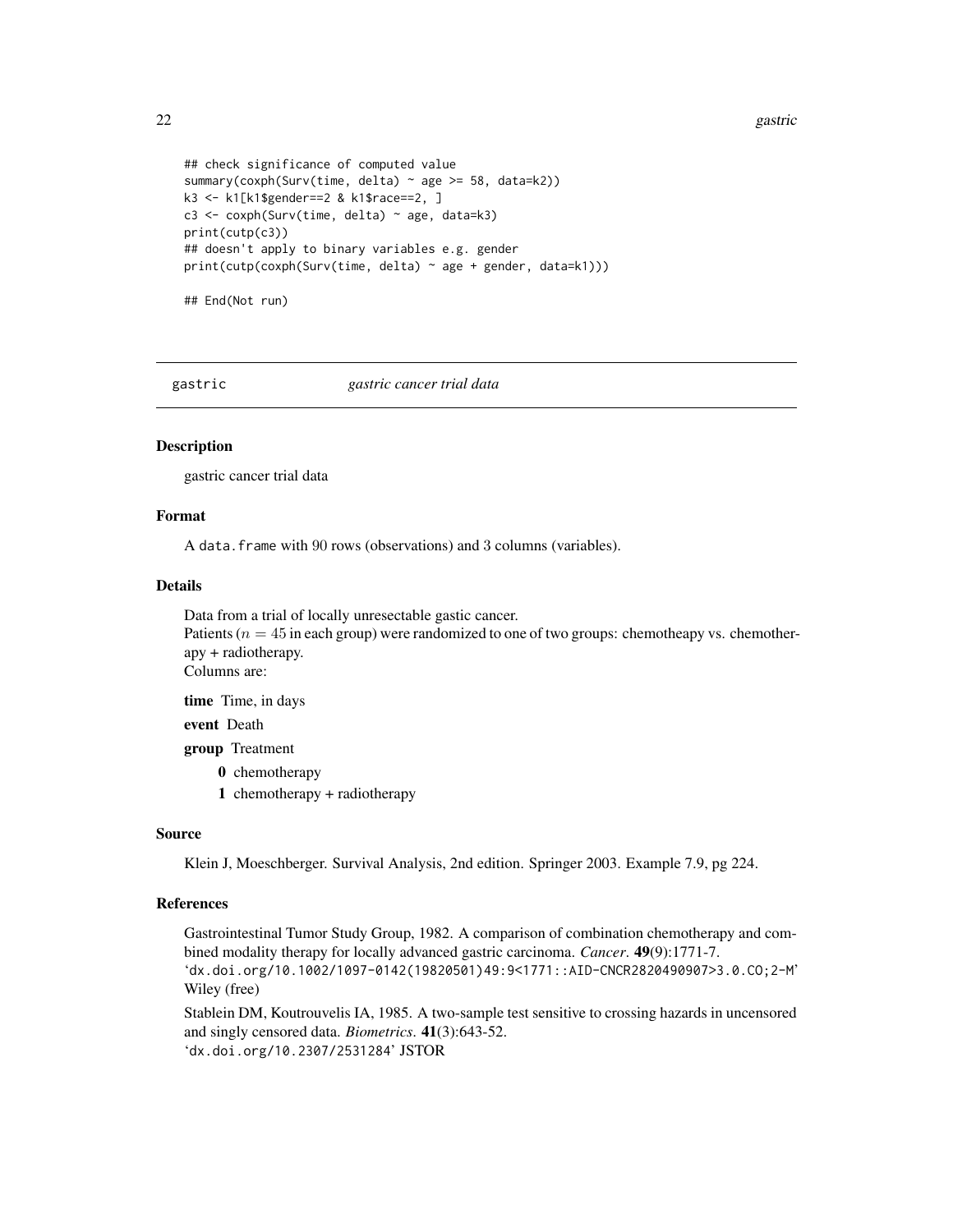```r
## check significance of computed value
summary(coxph(Surv(time, delta) ~ age >= 58, data=k2))
k3 <- k1[k1$gender==2 & k1$race==2, ]
c3 <- coxph(Surv(time, delta) ~ age, data=k3)
print(cutp(c3))
## doesn't apply to binary variables e.g. gender
print(cutp(coxph(Surv(time, delta) ~ age + gender, data=k1)))

## End(Not run)
```

---

## gastric &nbsp;&nbsp;&nbsp;&nbsp; *gastric cancer trial data*

### Description

gastric cancer trial data

### Format

A data.frame with 90 rows (observations) and 3 columns (variables).

### Details

Data from a trial of locally unresectable gastic cancer.
Patients ($n = 45$ in each group) were randomized to one of two groups: chemotheapy vs. chemotherapy + radiotherapy.
Columns are:

**time** Time, in days

**event** Death

**group** Treatment

- **0** chemotherapy
- **1** chemotherapy + radiotherapy

### Source

Klein J, Moeschberger. Survival Analysis, 2nd edition. Springer 2003. Example 7.9, pg 224.

### References

Gastrointestinal Tumor Study Group, 1982. A comparison of combination chemotherapy and combined modality therapy for locally advanced gastric carcinoma. *Cancer*. **49**(9):1771-7.
'dx.doi.org/10.1002/1097-0142(19820501)49:9<1771::AID-CNCR2820490907>3.0.CO;2-M' Wiley (free)

Stablein DM, Koutrouvelis IA, 1985. A two-sample test sensitive to crossing hazards in uncensored and singly censored data. *Biometrics*. **41**(3):643-52.
'dx.doi.org/10.2307/2531284' JSTOR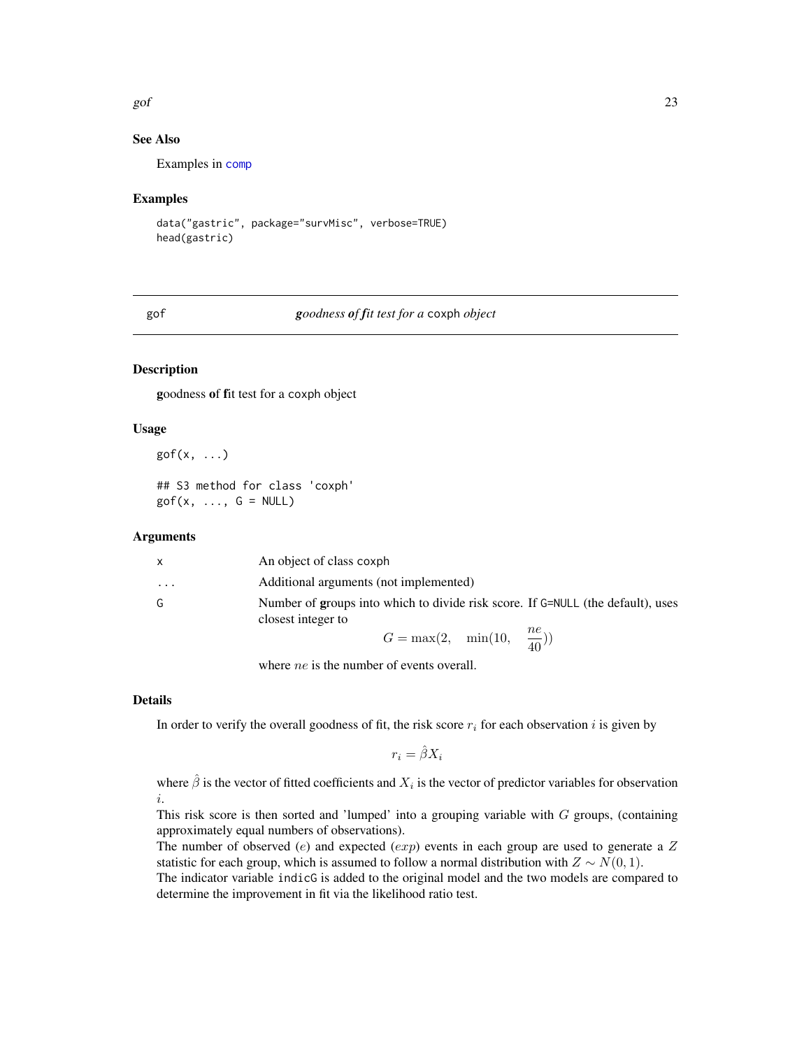## See Also

Examples in `comp`

## Examples

```
data("gastric", package="survMisc", verbose=TRUE)
head(gastric)
```

---

# gof — *goodness of fit test for a* `coxph` *object*

## Description

**g**oodness **o**f **f**it test for a `coxph` object

## Usage

```
gof(x, ...)

## S3 method for class 'coxph'
gof(x, ..., G = NULL)
```

## Arguments

| | |
|---|---|
| `x` | An object of class `coxph` |
| `...` | Additional arguments (not implemented) |
| `G` | Number of **g**roups into which to divide risk score. If `G=NULL` (the default), uses closest integer to $$G = \max(2, \quad \min(10, \quad \frac{ne}{40}))$$ where $ne$ is the number of events overall. |

## Details

In order to verify the overall goodness of fit, the risk score $r_i$ for each observation $i$ is given by

$$r_i = \hat{\beta} X_i$$

where $\hat{\beta}$ is the vector of fitted coefficients and $X_i$ is the vector of predictor variables for observation $i$.

This risk score is then sorted and 'lumped' into a grouping variable with $G$ groups, (containing approximately equal numbers of observations).

The number of observed ($e$) and expected ($exp$) events in each group are used to generate a $Z$ statistic for each group, which is assumed to follow a normal distribution with $Z \sim N(0, 1)$.

The indicator variable `indicG` is added to the original model and the two models are compared to determine the improvement in fit via the likelihood ratio test.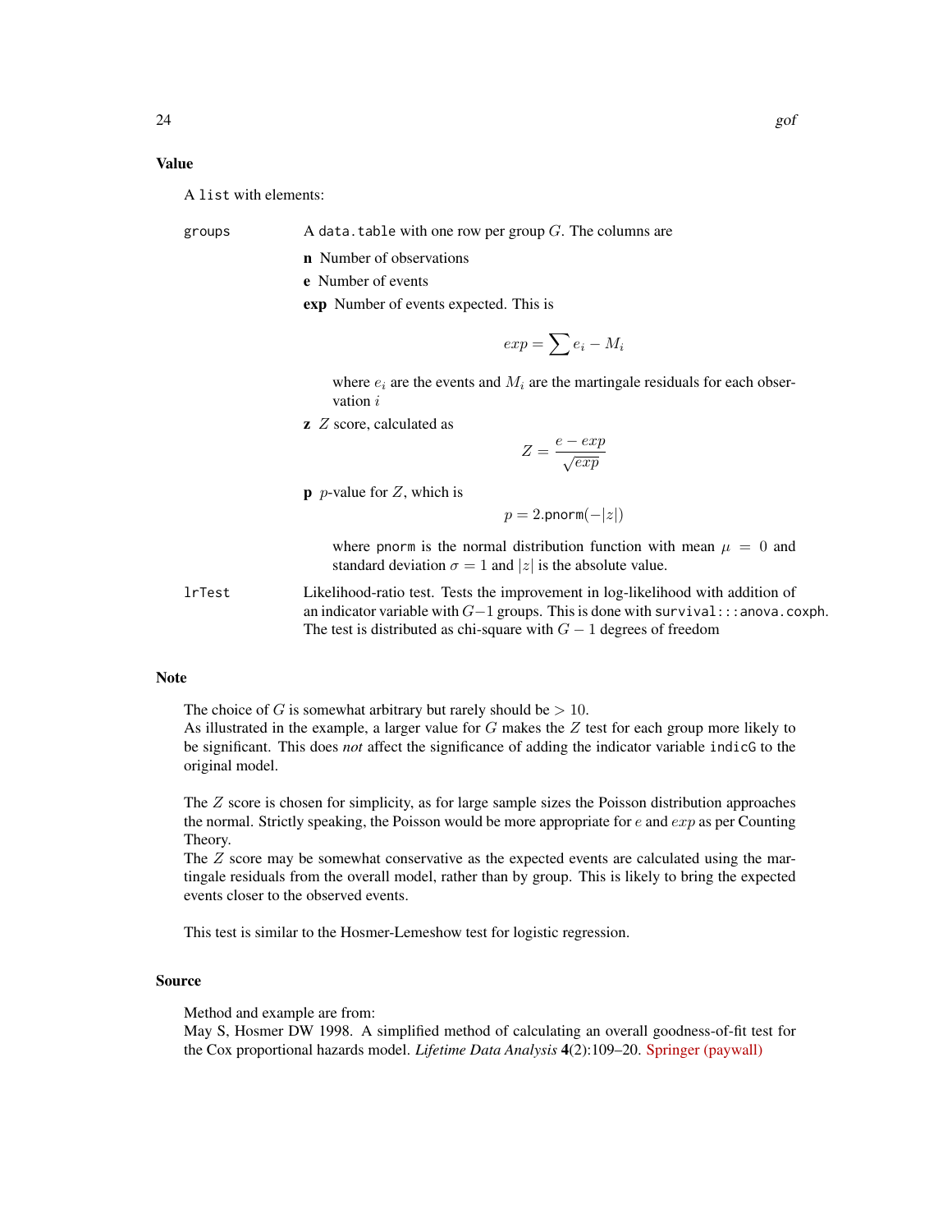### Value

A `list` with elements:

- `groups` A `data.table` with one row per group $G$. The columns are
  - **n** Number of observations
  - **e** Number of events
  - **exp** Number of events expected. This is

    $$exp = \sum e_i - M_i$$

    where $e_i$ are the events and $M_i$ are the martingale residuals for each observation $i$
  - **z** $Z$ score, calculated as

    $$Z = \frac{e - exp}{\sqrt{exp}}$$

  - **p** $p$-value for $Z$, which is

    $$p = 2.\text{pnorm}(-|z|)$$

    where `pnorm` is the normal distribution function with mean $\mu = 0$ and standard deviation $\sigma = 1$ and $|z|$ is the absolute value.
- `lrTest` Likelihood-ratio test. Tests the improvement in log-likelihood with addition of an indicator variable with $G-1$ groups. This is done with `survival:::anova.coxph`. The test is distributed as chi-square with $G - 1$ degrees of freedom

### Note

The choice of $G$ is somewhat arbitrary but rarely should be $> 10$.
As illustrated in the example, a larger value for $G$ makes the $Z$ test for each group more likely to be significant. This does *not* affect the significance of adding the indicator variable `indicG` to the original model.

The $Z$ score is chosen for simplicity, as for large sample sizes the Poisson distribution approaches the normal. Strictly speaking, the Poisson would be more appropriate for $e$ and $exp$ as per Counting Theory.
The $Z$ score may be somewhat conservative as the expected events are calculated using the martingale residuals from the overall model, rather than by group. This is likely to bring the expected events closer to the observed events.

This test is similar to the Hosmer-Lemeshow test for logistic regression.

### Source

Method and example are from:
May S, Hosmer DW 1998. A simplified method of calculating an overall goodness-of-fit test for the Cox proportional hazards model. *Lifetime Data Analysis* **4**(2):109–20. Springer (paywall)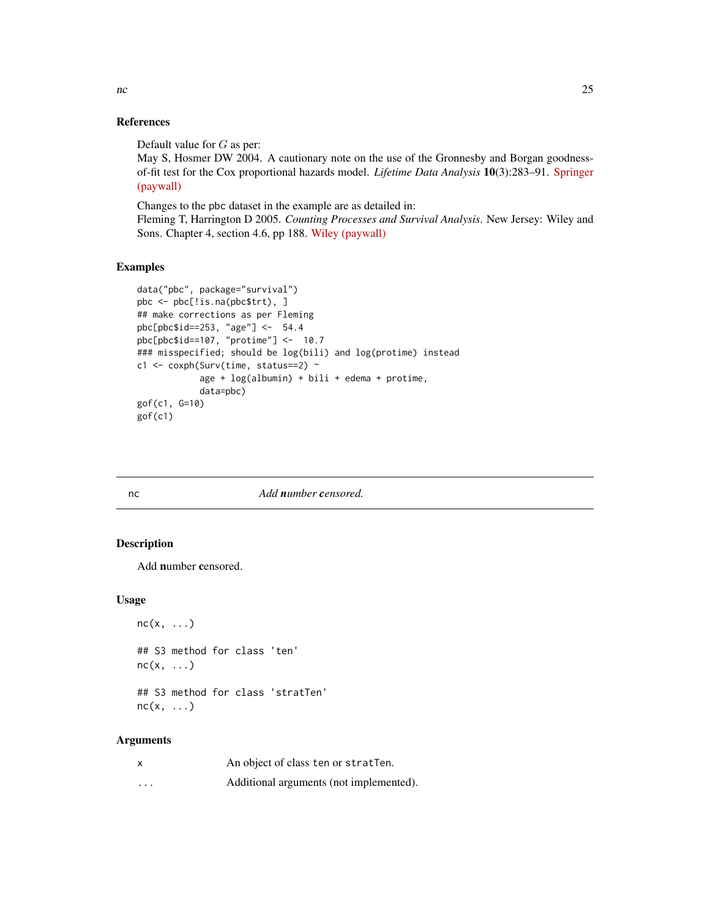## References

Default value for $G$ as per:
May S, Hosmer DW 2004. A cautionary note on the use of the Gronnesby and Borgan goodness-of-fit test for the Cox proportional hazards model. *Lifetime Data Analysis* **10**(3):283–91. Springer (paywall)

Changes to the pbc dataset in the example are as detailed in:
Fleming T, Harrington D 2005. *Counting Processes and Survival Analysis*. New Jersey: Wiley and Sons. Chapter 4, section 4.6, pp 188. Wiley (paywall)

## Examples

```
data("pbc", package="survival")
pbc <- pbc[!is.na(pbc$trt), ]
## make corrections as per Fleming
pbc[pbc$id==253, "age"] <-  54.4
pbc[pbc$id==107, "protime"] <-  10.7
### misspecified; should be log(bili) and log(protime) instead
c1 <- coxph(Surv(time, status==2) ~
            age + log(albumin) + bili + edema + protime,
            data=pbc)
gof(c1, G=10)
gof(c1)
```

---

# nc — *Add **n**umber **c**ensored.*

## Description

Add **n**umber **c**ensored.

## Usage

```
nc(x, ...)

## S3 method for class 'ten'
nc(x, ...)

## S3 method for class 'stratTen'
nc(x, ...)
```

## Arguments

| | |
|---|---|
| x | An object of class ten or stratTen. |
| ... | Additional arguments (not implemented). |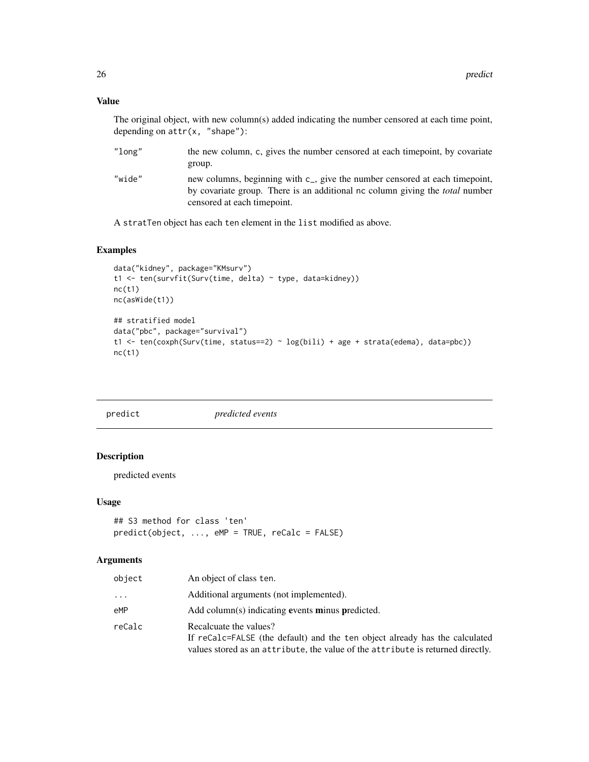## Value

The original object, with new column(s) added indicating the number censored at each time point, depending on `attr(x, "shape")`:

| | |
|---|---|
| "long" | the new column, c, gives the number censored at each timepoint, by covariate group. |
| "wide" | new columns, beginning with c_, give the number censored at each timepoint, by covariate group. There is an additional nc column giving the *total* number censored at each timepoint. |

A stratTen object has each ten element in the list modified as above.

## Examples

```
data("kidney", package="KMsurv")
t1 <- ten(survfit(Surv(time, delta) ~ type, data=kidney))
nc(t1)
nc(asWide(t1))

## stratified model
data("pbc", package="survival")
t1 <- ten(coxph(Surv(time, status==2) ~ log(bili) + age + strata(edema), data=pbc))
nc(t1)
```

---

# predict &nbsp;&nbsp;&nbsp;&nbsp; *predicted events*

## Description

predicted events

## Usage

```
## S3 method for class 'ten'
predict(object, ..., eMP = TRUE, reCalc = FALSE)
```

## Arguments

| | |
|---|---|
| object | An object of class ten. |
| ... | Additional arguments (not implemented). |
| eMP | Add column(s) indicating **e**vents **m**inus **p**redicted. |
| reCalc | Recalcuate the values? If reCalc=FALSE (the default) and the ten object already has the calculated values stored as an attribute, the value of the attribute is returned directly. |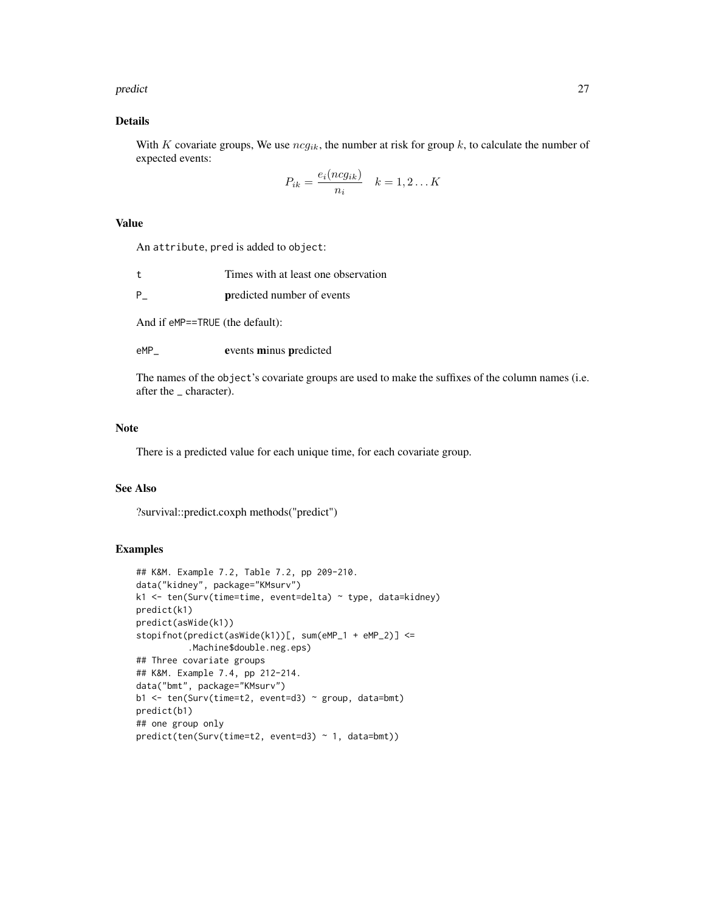## Details

With $K$ covariate groups, We use $ncg_{ik}$, the number at risk for group $k$, to calculate the number of expected events:

$$P_{ik} = \frac{e_i(ncg_{ik})}{n_i} \quad k = 1, 2 \ldots K$$

## Value

An attribute, pred is added to object:

| | |
|---|---|
| t | Times with at least one observation |
| P_ | **p**redicted number of events |

And if eMP==TRUE (the default):

| | |
|---|---|
| eMP_ | **e**vents **m**inus **p**redicted |

The names of the object's covariate groups are used to make the suffixes of the column names (i.e. after the _ character).

## Note

There is a predicted value for each unique time, for each covariate group.

## See Also

?survival::predict.coxph methods("predict")

## Examples

```
## K&M. Example 7.2, Table 7.2, pp 209-210.
data("kidney", package="KMsurv")
k1 <- ten(Surv(time=time, event=delta) ~ type, data=kidney)
predict(k1)
predict(asWide(k1))
stopifnot(predict(asWide(k1))[, sum(eMP_1 + eMP_2)] <=
          .Machine$double.neg.eps)
## Three covariate groups
## K&M. Example 7.4, pp 212-214.
data("bmt", package="KMsurv")
b1 <- ten(Surv(time=t2, event=d3) ~ group, data=bmt)
predict(b1)
## one group only
predict(ten(Surv(time=t2, event=d3) ~ 1, data=bmt))
```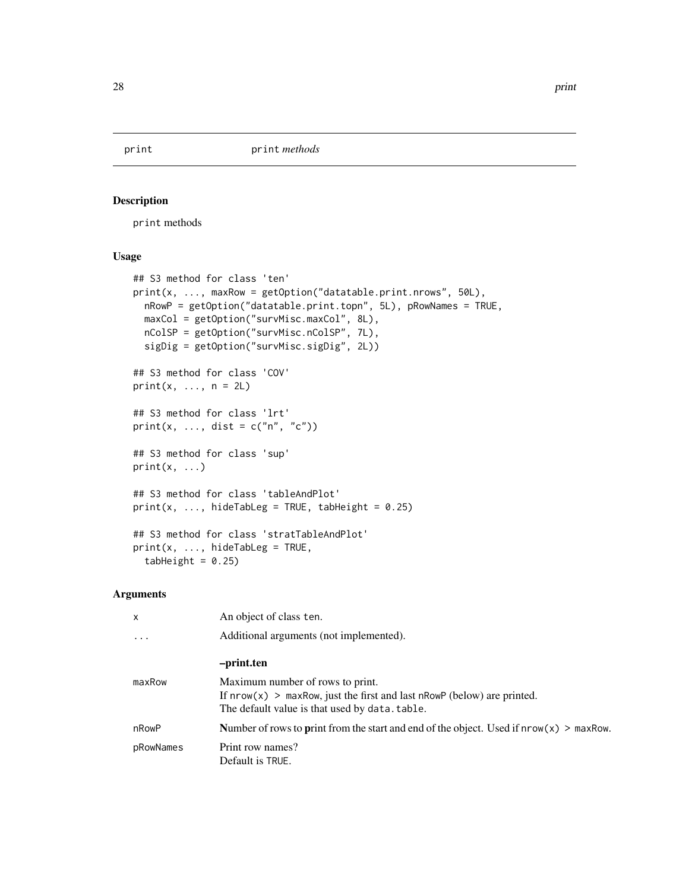## print — print *methods*

### Description

`print` methods

### Usage

```
## S3 method for class 'ten'
print(x, ..., maxRow = getOption("datatable.print.nrows", 50L),
  nRowP = getOption("datatable.print.topn", 5L), pRowNames = TRUE,
  maxCol = getOption("survMisc.maxCol", 8L),
  nColSP = getOption("survMisc.nColSP", 7L),
  sigDig = getOption("survMisc.sigDig", 2L))

## S3 method for class 'COV'
print(x, ..., n = 2L)

## S3 method for class 'lrt'
print(x, ..., dist = c("n", "c"))

## S3 method for class 'sup'
print(x, ...)

## S3 method for class 'tableAndPlot'
print(x, ..., hideTabLeg = TRUE, tabHeight = 0.25)

## S3 method for class 'stratTableAndPlot'
print(x, ..., hideTabLeg = TRUE,
  tabHeight = 0.25)
```

### Arguments

| | |
|---|---|
| `x` | An object of class `ten`. |
| `...` | Additional arguments (not implemented). |
| | **–print.ten** |
| `maxRow` | Maximum number of rows to print.<br>If `nrow(x) > maxRow`, just the first and last `nRowP` (below) are printed.<br>The default value is that used by `data.table`. |
| `nRowP` | **N**umber of rows to **p**rint from the start and end of the object. Used if `nrow(x) > maxRow`. |
| `pRowNames` | Print row names?<br>Default is `TRUE`. |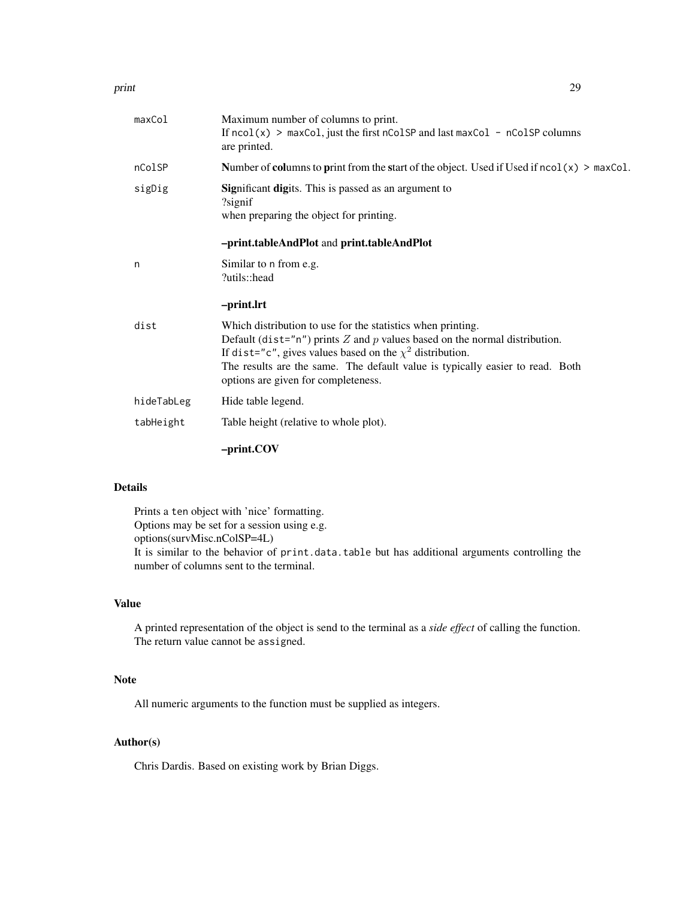| | |
|---|---|
| `maxCol` | Maximum number of columns to print.<br>If `ncol(x) > maxCol`, just the first `nColSP` and last `maxCol - nColSP` columns are printed. |
| `nColSP` | **N**umber of **col**umns to **p**rint from the **s**tart of the object. Used if Used if `ncol(x) > maxCol`. |
| `sigDig` | **Sig**nificant **dig**its. This is passed as an argument to<br>?signif<br>when preparing the object for printing.<br><br>**–print.tableAndPlot** and **print.tableAndPlot** |
| `n` | Similar to `n` from e.g.<br>?utils::head<br><br>**–print.lrt** |
| `dist` | Which distribution to use for the statistics when printing.<br>Default (`dist="n"`) prints $Z$ and $p$ values based on the normal distribution.<br>If `dist="c"`, gives values based on the $\chi^2$ distribution.<br>The results are the same. The default value is typically easier to read. Both options are given for completeness. |
| `hideTabLeg` | Hide table legend. |
| `tabHeight` | Table height (relative to whole plot).<br><br>**–print.COV** |

## Details

Prints a `ten` object with 'nice' formatting.
Options may be set for a session using e.g.
options(survMisc.nColSP=4L)
It is similar to the behavior of `print.data.table` but has additional arguments controlling the number of columns sent to the terminal.

## Value

A printed representation of the object is send to the terminal as a *side effect* of calling the function.
The return value cannot be `assigned`.

## Note

All numeric arguments to the function must be supplied as integers.

## Author(s)

Chris Dardis. Based on existing work by Brian Diggs.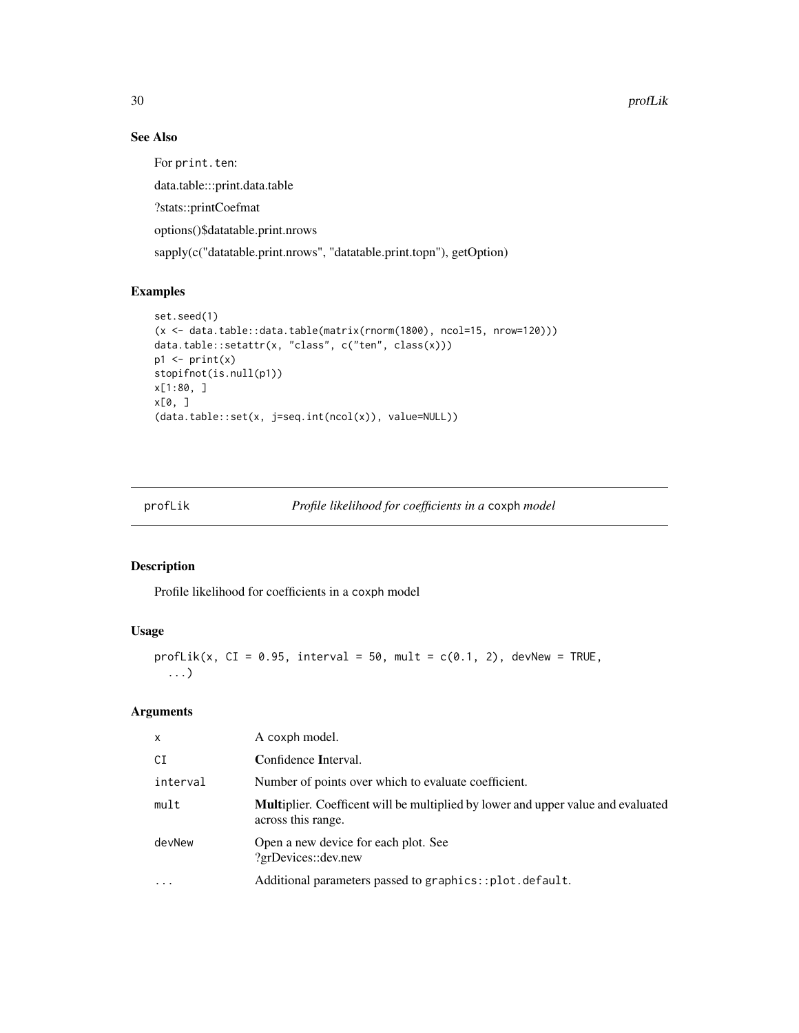### See Also

For `print.ten`:

data.table:::print.data.table

?stats::printCoefmat

options()$datatable.print.nrows

sapply(c("datatable.print.nrows", "datatable.print.topn"), getOption)

### Examples

```
set.seed(1)
(x <- data.table::data.table(matrix(rnorm(1800), ncol=15, nrow=120)))
data.table::setattr(x, "class", c("ten", class(x)))
p1 <- print(x)
stopifnot(is.null(p1))
x[1:80, ]
x[0, ]
(data.table::set(x, j=seq.int(ncol(x)), value=NULL))
```

---

## profLik — *Profile likelihood for coefficients in a* `coxph` *model*

### Description

Profile likelihood for coefficients in a `coxph` model

### Usage

```
profLik(x, CI = 0.95, interval = 50, mult = c(0.1, 2), devNew = TRUE,
  ...)
```

### Arguments

| | |
|---|---|
| `x` | A `coxph` model. |
| `CI` | **C**onfidence **I**nterval. |
| `interval` | Number of points over which to evaluate coefficient. |
| `mult` | **Mult**iplier. Coefficent will be multiplied by lower and upper value and evaluated across this range. |
| `devNew` | Open a new device for each plot. See ?grDevices::dev.new |
| `...` | Additional parameters passed to `graphics::plot.default`. |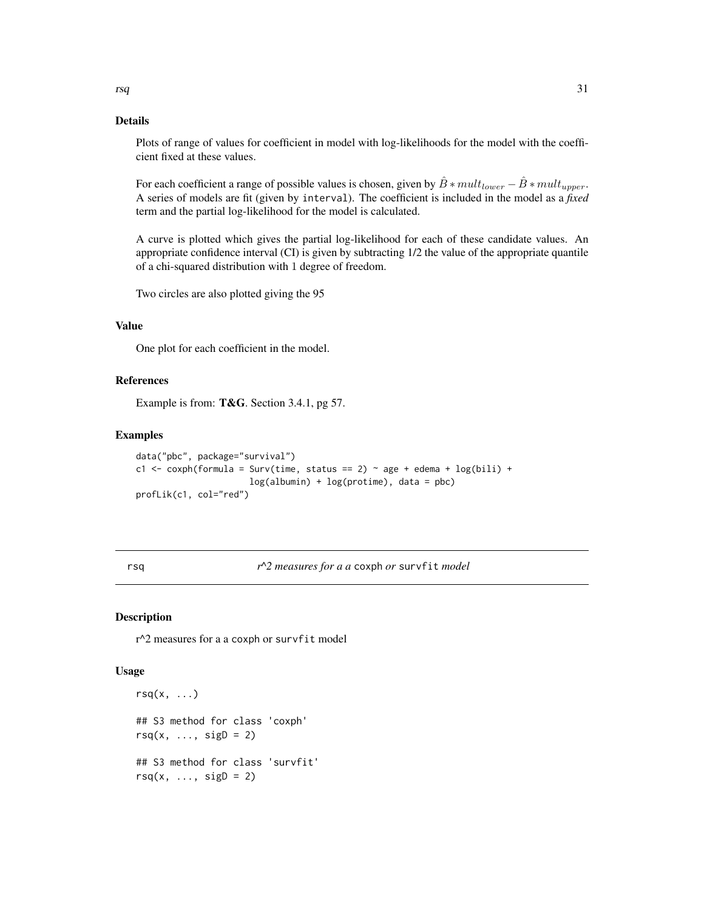## Details

Plots of range of values for coefficient in model with log-likelihoods for the model with the coefficient fixed at these values.

For each coefficient a range of possible values is chosen, given by $\hat{B} * mult_{lower} - \hat{B} * mult_{upper}$. A series of models are fit (given by `interval`). The coefficient is included in the model as a *fixed* term and the partial log-likelihood for the model is calculated.

A curve is plotted which gives the partial log-likelihood for each of these candidate values. An appropriate confidence interval (CI) is given by subtracting 1/2 the value of the appropriate quantile of a chi-squared distribution with 1 degree of freedom.

Two circles are also plotted giving the 95

## Value

One plot for each coefficient in the model.

## References

Example is from: **T&G**. Section 3.4.1, pg 57.

## Examples

```
data("pbc", package="survival")
c1 <- coxph(formula = Surv(time, status == 2) ~ age + edema + log(bili) +
                      log(albumin) + log(protime), data = pbc)
profLik(c1, col="red")
```

---

# rsq — *r^2 measures for a a* `coxph` *or* `survfit` *model*

## Description

r^2 measures for a a `coxph` or `survfit` model

## Usage

```
rsq(x, ...)

## S3 method for class 'coxph'
rsq(x, ..., sigD = 2)

## S3 method for class 'survfit'
rsq(x, ..., sigD = 2)
```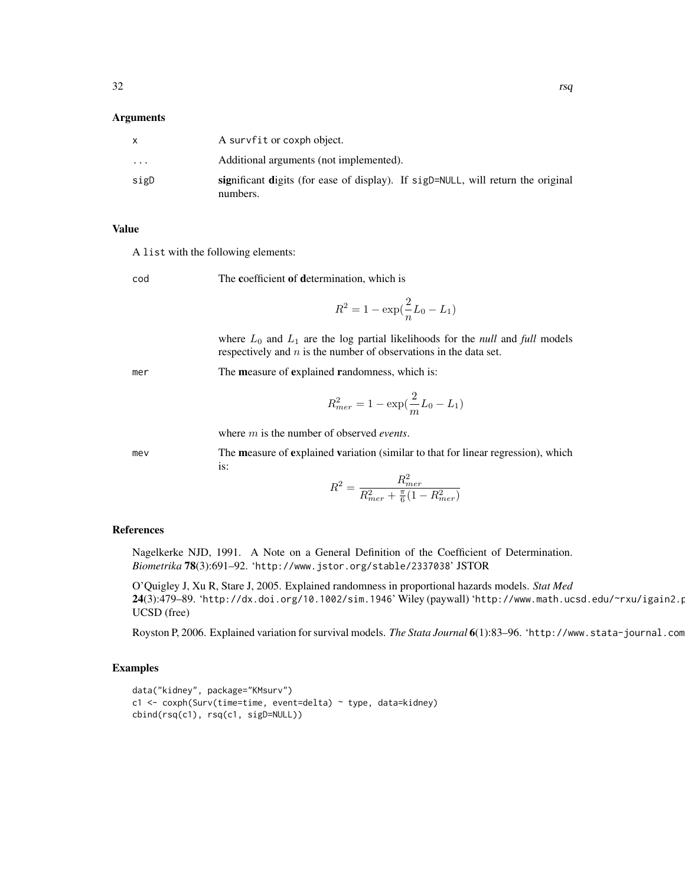## Arguments

| | |
|---|---|
| x | A survfit or coxph object. |
| ... | Additional arguments (not implemented). |
| sigD | **sig**nificant **D**igits (for ease of display). If sigD=NULL, will return the original numbers. |

## Value

A list with the following elements:

cod — The **c**oefficient **o**f **d**etermination, which is

$$R^2 = 1 - \exp(\frac{2}{n}L_0 - L_1)$$

where $L_0$ and $L_1$ are the log partial likelihoods for the *null* and *full* models respectively and $n$ is the number of observations in the data set.

mer — The **m**easure of **e**xplained **r**andomness, which is:

$$R^2_{mer} = 1 - \exp(\frac{2}{m}L_0 - L_1)$$

where $m$ is the number of observed *events*.

mev — The **m**easure of **e**xplained **v**ariation (similar to that for linear regression), which is:

$$R^2 = \frac{R^2_{mer}}{R^2_{mer} + \frac{\pi}{6}(1 - R^2_{mer})}$$

## References

Nagelkerke NJD, 1991. A Note on a General Definition of the Coefficient of Determination. *Biometrika* **78**(3):691–92. 'http://www.jstor.org/stable/2337038' JSTOR

O'Quigley J, Xu R, Stare J, 2005. Explained randomness in proportional hazards models. *Stat Med* **24**(3):479–89. 'http://dx.doi.org/10.1002/sim.1946' Wiley (paywall) 'http://www.math.ucsd.edu/~rxu/igain2.p UCSD (free)

Royston P, 2006. Explained variation for survival models. *The Stata Journal* **6**(1):83–96. 'http://www.stata-journal.com

## Examples

```
data("kidney", package="KMsurv")
c1 <- coxph(Surv(time=time, event=delta) ~ type, data=kidney)
cbind(rsq(c1), rsq(c1, sigD=NULL))
```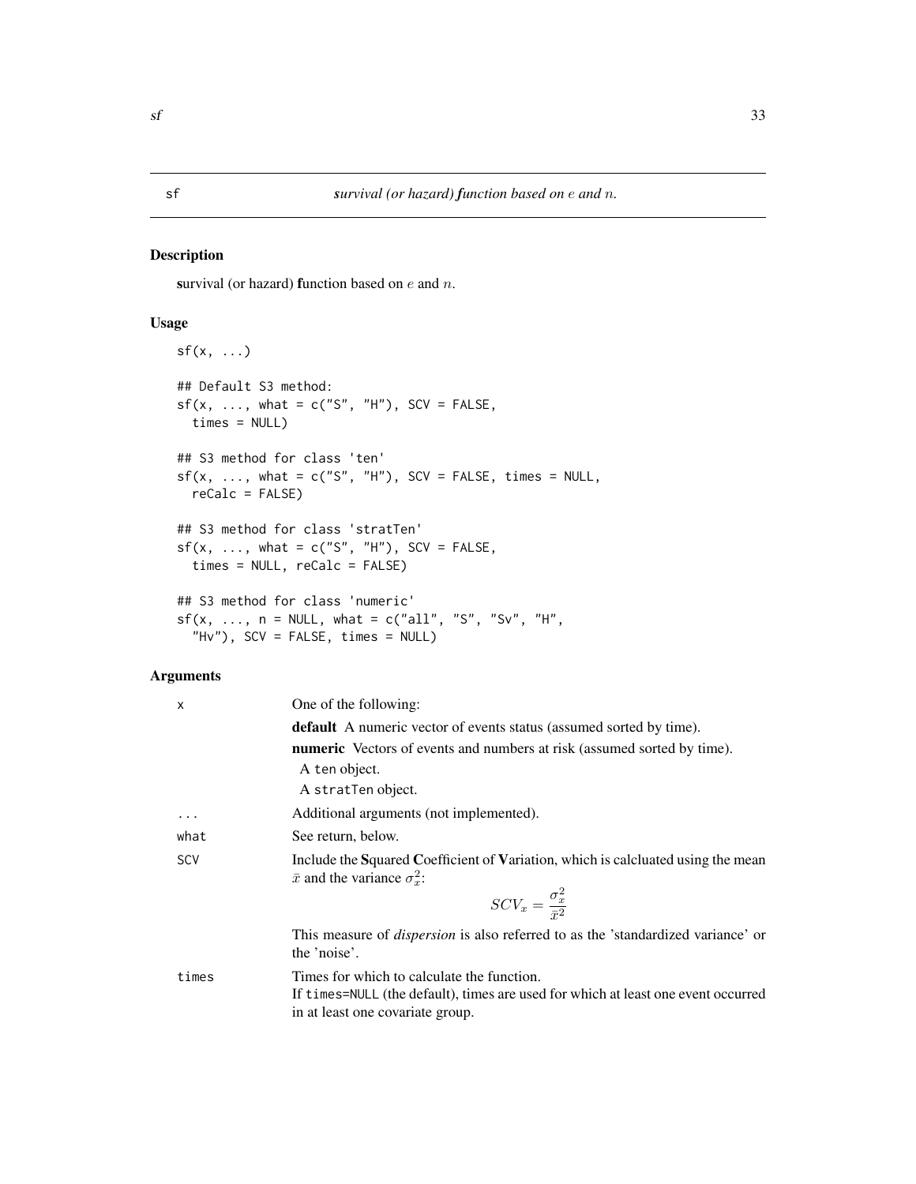# sf — *survival (or hazard) function based on $e$ and $n$.*

## Description

**s**urvival (or hazard) **f**unction based on $e$ and $n$.

## Usage

```
sf(x, ...)

## Default S3 method:
sf(x, ..., what = c("S", "H"), SCV = FALSE,
  times = NULL)

## S3 method for class 'ten'
sf(x, ..., what = c("S", "H"), SCV = FALSE, times = NULL,
  reCalc = FALSE)

## S3 method for class 'stratTen'
sf(x, ..., what = c("S", "H"), SCV = FALSE,
  times = NULL, reCalc = FALSE)

## S3 method for class 'numeric'
sf(x, ..., n = NULL, what = c("all", "S", "Sv", "H",
  "Hv"), SCV = FALSE, times = NULL)
```

## Arguments

`x` — One of the following:

- **default** A numeric vector of events status (assumed sorted by time).
- **numeric** Vectors of events and numbers at risk (assumed sorted by time).
- A `ten` object.
- A `stratTen` object.

`...` — Additional arguments (not implemented).

`what` — See return, below.

`SCV` — Include the **S**quared **C**oefficient of **V**ariation, which is calcluated using the mean $\bar{x}$ and the variance $\sigma_x^2$:

$$SCV_x = \frac{\sigma_x^2}{\bar{x}^2}$$

This measure of *dispersion* is also referred to as the 'standardized variance' or the 'noise'.

`times` — Times for which to calculate the function.
If `times=NULL` (the default), times are used for which at least one event occurred in at least one covariate group.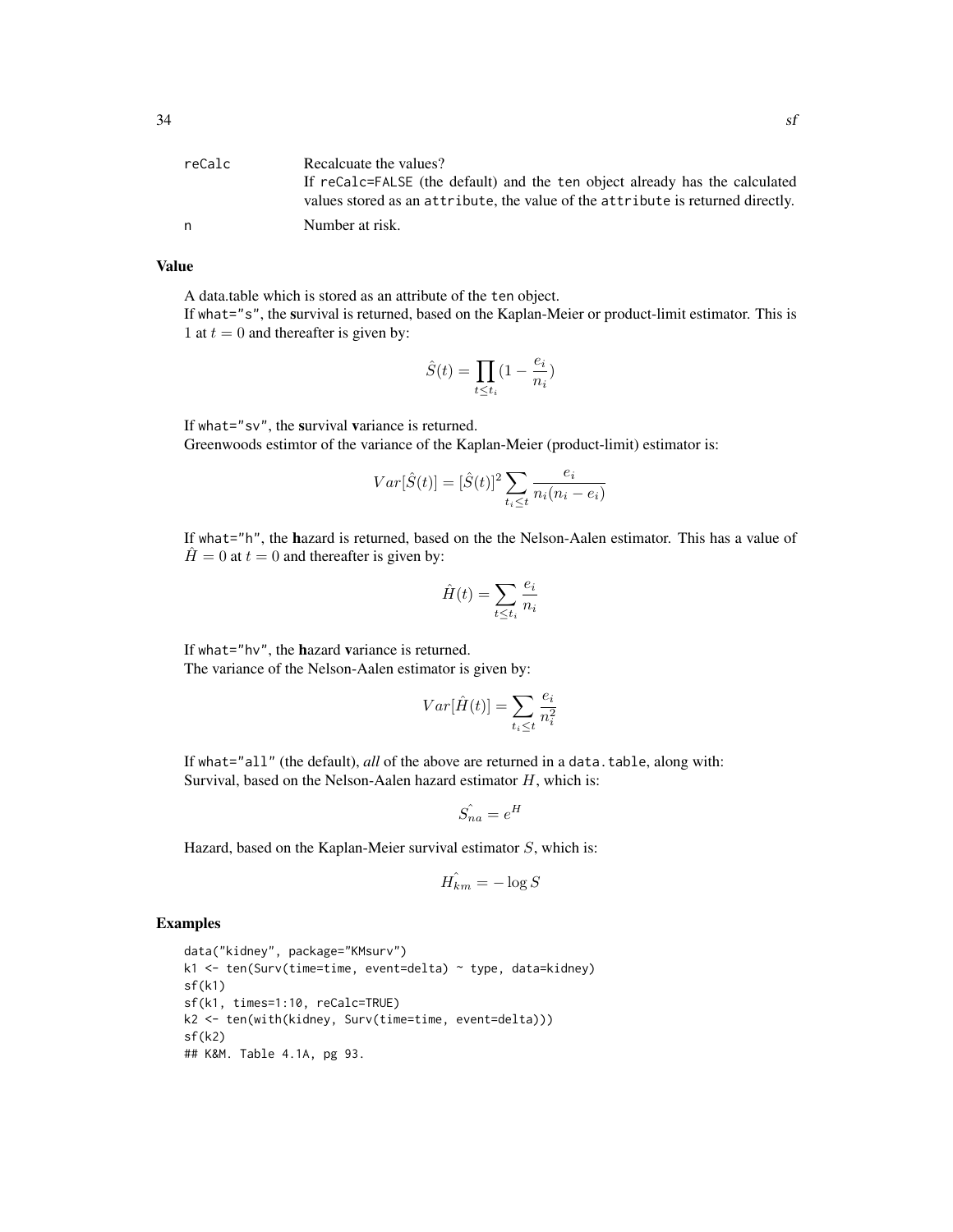| | |
|---|---|
| reCalc | Recalcuate the values?<br>If reCalc=FALSE (the default) and the ten object already has the calculated values stored as an attribute, the value of the attribute is returned directly. |
| n | Number at risk. |

### Value

A data.table which is stored as an attribute of the ten object.
If what="s", the **s**urvival is returned, based on the Kaplan-Meier or product-limit estimator. This is 1 at $t = 0$ and thereafter is given by:

$$\hat{S}(t) = \prod_{t \leq t_i} (1 - \frac{e_i}{n_i})$$

If what="sv", the **s**urvival **v**ariance is returned.
Greenwoods estimtor of the variance of the Kaplan-Meier (product-limit) estimator is:

$$Var[\hat{S}(t)] = [\hat{S}(t)]^2 \sum_{t_i \leq t} \frac{e_i}{n_i(n_i - e_i)}$$

If what="h", the **h**azard is returned, based on the the Nelson-Aalen estimator. This has a value of $\hat{H} = 0$ at $t = 0$ and thereafter is given by:

$$\hat{H}(t) = \sum_{t \leq t_i} \frac{e_i}{n_i}$$

If what="hv", the **h**azard **v**ariance is returned.
The variance of the Nelson-Aalen estimator is given by:

$$Var[\hat{H}(t)] = \sum_{t_i \leq t} \frac{e_i}{n_i^2}$$

If what="all" (the default), *all* of the above are returned in a data.table, along with:
Survival, based on the Nelson-Aalen hazard estimator $H$, which is:

$$\hat{S_{na}} = e^H$$

Hazard, based on the Kaplan-Meier survival estimator $S$, which is:

$$\hat{H_{km}} = -\log S$$

### Examples

```
data("kidney", package="KMsurv")
k1 <- ten(Surv(time=time, event=delta) ~ type, data=kidney)
sf(k1)
sf(k1, times=1:10, reCalc=TRUE)
k2 <- ten(with(kidney, Surv(time=time, event=delta)))
sf(k2)
## K&M. Table 4.1A, pg 93.
```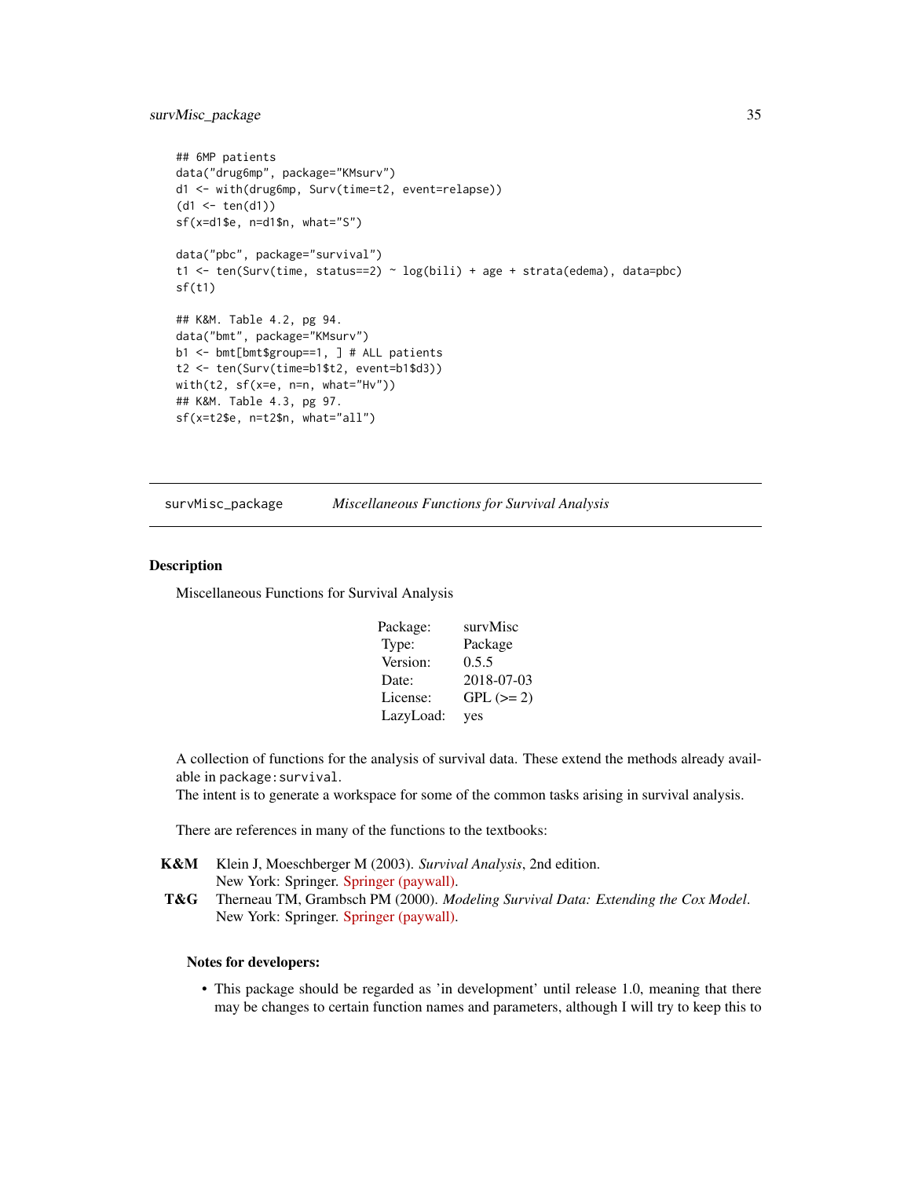```
## 6MP patients
data("drug6mp", package="KMsurv")
d1 <- with(drug6mp, Surv(time=t2, event=relapse))
(d1 <- ten(d1))
sf(x=d1$e, n=d1$n, what="S")

data("pbc", package="survival")
t1 <- ten(Surv(time, status==2) ~ log(bili) + age + strata(edema), data=pbc)
sf(t1)

## K&M. Table 4.2, pg 94.
data("bmt", package="KMsurv")
b1 <- bmt[bmt$group==1, ] # ALL patients
t2 <- ten(Surv(time=b1$t2, event=b1$d3))
with(t2, sf(x=e, n=n, what="Hv"))
## K&M. Table 4.3, pg 97.
sf(x=t2$e, n=t2$n, what="all")
```

---

## survMisc_package — *Miscellaneous Functions for Survival Analysis*

---

### Description

Miscellaneous Functions for Survival Analysis

| | |
|---|---|
| Package: | survMisc |
| Type: | Package |
| Version: | 0.5.5 |
| Date: | 2018-07-03 |
| License: | GPL (>= 2) |
| LazyLoad: | yes |

A collection of functions for the analysis of survival data. These extend the methods already available in `package:survival`.
The intent is to generate a workspace for some of the common tasks arising in survival analysis.

There are references in many of the functions to the textbooks:

**K&M** Klein J, Moeschberger M (2003). *Survival Analysis*, 2nd edition.
New York: Springer. Springer (paywall).

**T&G** Therneau TM, Grambsch PM (2000). *Modeling Survival Data: Extending the Cox Model*.
New York: Springer. Springer (paywall).

#### Notes for developers:

- This package should be regarded as 'in development' until release 1.0, meaning that there may be changes to certain function names and parameters, although I will try to keep this to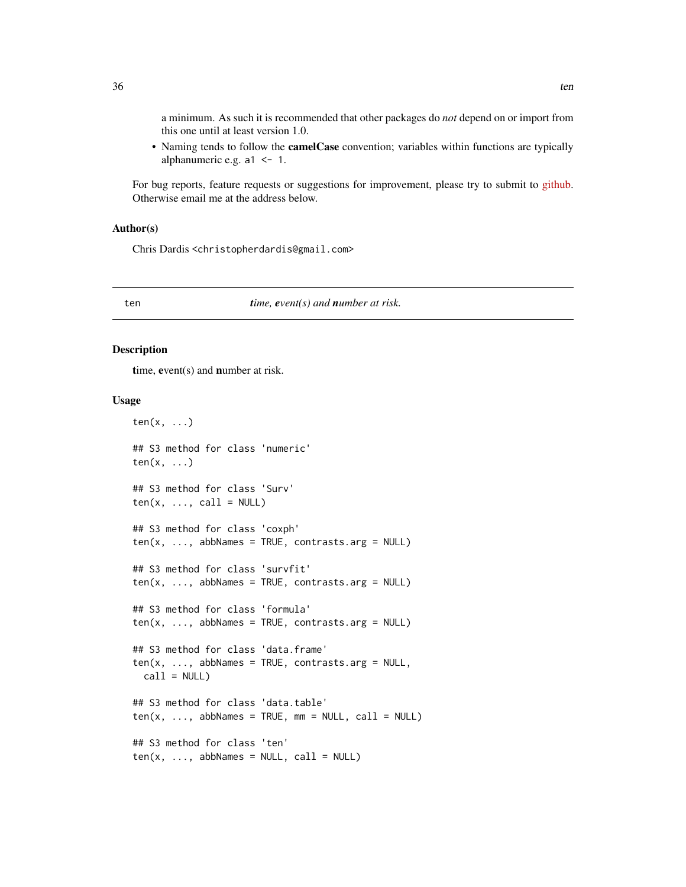a minimum. As such it is recommended that other packages do *not* depend on or import from this one until at least version 1.0.

- Naming tends to follow the **camelCase** convention; variables within functions are typically alphanumeric e.g. `a1 <- 1`.

For bug reports, feature requests or suggestions for improvement, please try to submit to github. Otherwise email me at the address below.

### Author(s)

Chris Dardis <christopherdardis@gmail.com>

---

## ten — ***t**ime, **e**vent(s) and **n**umber at risk.*

### Description

**t**ime, **e**vent(s) and **n**umber at risk.

### Usage

```
ten(x, ...)

## S3 method for class 'numeric'
ten(x, ...)

## S3 method for class 'Surv'
ten(x, ..., call = NULL)

## S3 method for class 'coxph'
ten(x, ..., abbNames = TRUE, contrasts.arg = NULL)

## S3 method for class 'survfit'
ten(x, ..., abbNames = TRUE, contrasts.arg = NULL)

## S3 method for class 'formula'
ten(x, ..., abbNames = TRUE, contrasts.arg = NULL)

## S3 method for class 'data.frame'
ten(x, ..., abbNames = TRUE, contrasts.arg = NULL,
  call = NULL)

## S3 method for class 'data.table'
ten(x, ..., abbNames = TRUE, mm = NULL, call = NULL)

## S3 method for class 'ten'
ten(x, ..., abbNames = NULL, call = NULL)
```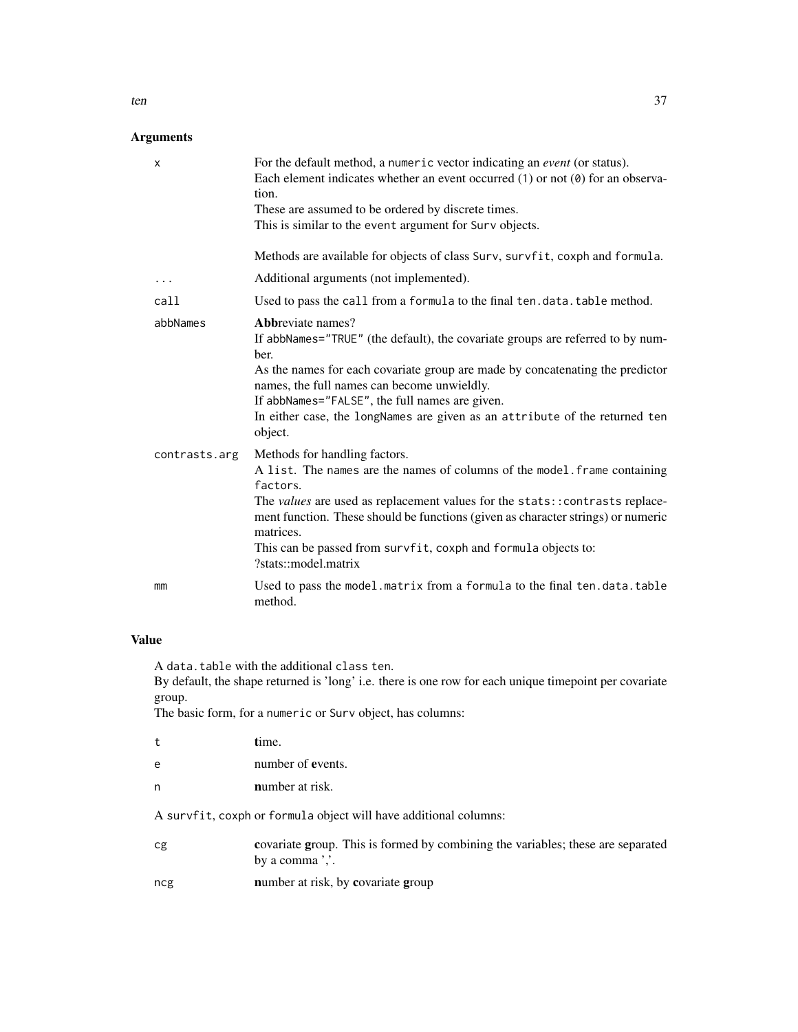## Arguments

| | |
|---|---|
| `x` | For the default method, a `numeric` vector indicating an *event* (or status).<br>Each element indicates whether an event occurred (`1`) or not (`0`) for an observation.<br>These are assumed to be ordered by discrete times.<br>This is similar to the `event` argument for `Surv` objects.<br><br>Methods are available for objects of class `Surv`, `survfit`, `coxph` and `formula`. |
| `...` | Additional arguments (not implemented). |
| `call` | Used to pass the `call` from a `formula` to the final `ten.data.table` method. |
| `abbNames` | **Abb**reviate names?<br>If `abbNames="TRUE"` (the default), the covariate groups are referred to by number.<br>As the names for each covariate group are made by concatenating the predictor names, the full names can become unwieldly.<br>If `abbNames="FALSE"`, the full names are given.<br>In either case, the `longNames` are given as an `attribute` of the returned `ten` object. |
| `contrasts.arg` | Methods for handling factors.<br>A `list`. The `names` are the names of columns of the `model.frame` containing `factor`s.<br>The *values* are used as replacement values for the `stats::contrasts` replacement function. These should be functions (given as character strings) or numeric matrices.<br>This can be passed from `survfit`, `coxph` and `formula` objects to:<br>?stats::model.matrix |
| `mm` | Used to pass the `model.matrix` from a `formula` to the final `ten.data.table` method. |

## Value

A `data.table` with the additional `class` `ten`.
By default, the shape returned is 'long' i.e. there is one row for each unique timepoint per covariate group.
The basic form, for a `numeric` or `Surv` object, has columns:

| | |
|---|---|
| `t` | **t**ime. |
| `e` | number of **e**vents. |
| `n` | **n**umber at risk. |

A `survfit`, `coxph` or `formula` object will have additional columns:

| | |
|---|---|
| `cg` | **c**ovariate **g**roup. This is formed by combining the variables; these are separated by a comma ','. |
| `ncg` | **n**umber at risk, by **c**ovariate **g**roup |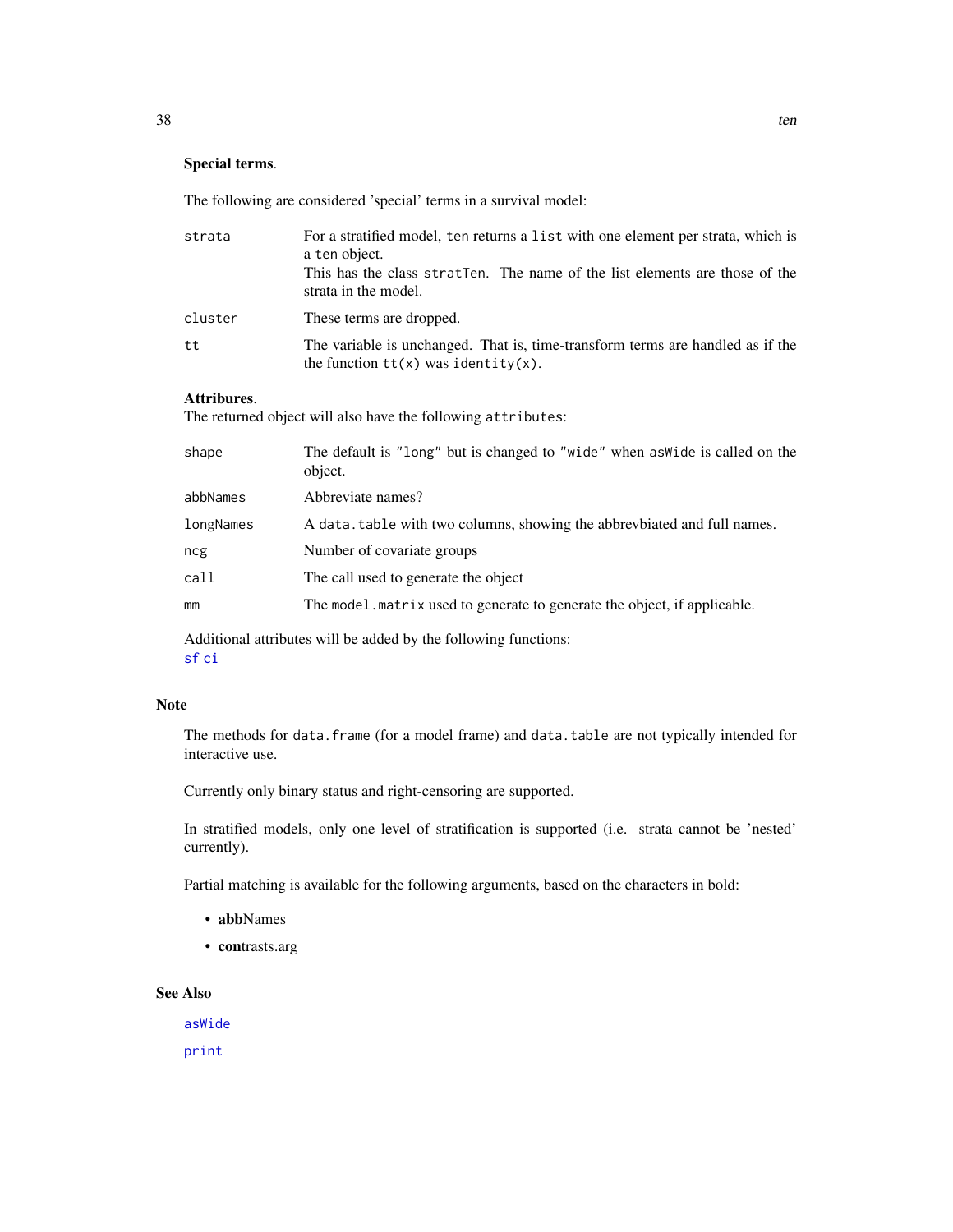**Special terms**.

The following are considered 'special' terms in a survival model:

| | |
|---|---|
| `strata` | For a stratified model, `ten` returns a `list` with one element per strata, which is a `ten` object.<br>This has the class `stratTen`. The name of the list elements are those of the strata in the model. |
| `cluster` | These terms are dropped. |
| `tt` | The variable is unchanged. That is, time-transform terms are handled as if the the function `tt(x)` was `identity(x)`. |

**Attribures**.
The returned object will also have the following `attributes`:

| | |
|---|---|
| `shape` | The default is `"long"` but is changed to `"wide"` when `asWide` is called on the object. |
| `abbNames` | Abbreviate names? |
| `longNames` | A `data.table` with two columns, showing the abbrevbiated and full names. |
| `ncg` | Number of covariate groups |
| `call` | The call used to generate the object |
| `mm` | The `model.matrix` used to generate to generate the object, if applicable. |

Additional attributes will be added by the following functions:
`sf` `ci`

## Note

The methods for `data.frame` (for a model frame) and `data.table` are not typically intended for interactive use.

Currently only binary status and right-censoring are supported.

In stratified models, only one level of stratification is supported (i.e. strata cannot be 'nested' currently).

Partial matching is available for the following arguments, based on the characters in bold:

- **abb**Names
- **con**trasts.arg

## See Also

`asWide`

`print`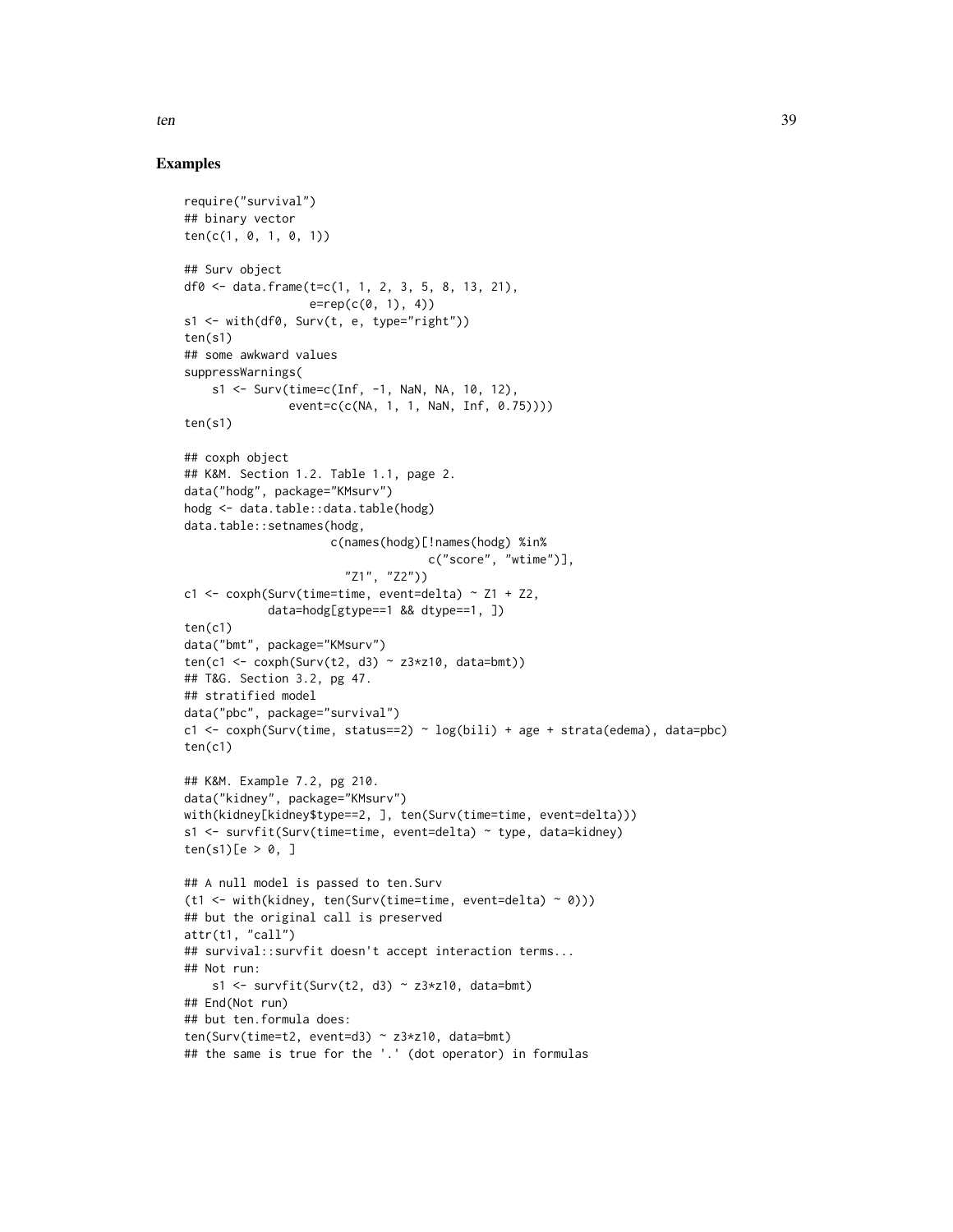## Examples

```
require("survival")
## binary vector
ten(c(1, 0, 1, 0, 1))

## Surv object
df0 <- data.frame(t=c(1, 1, 2, 3, 5, 8, 13, 21),
                  e=rep(c(0, 1), 4))
s1 <- with(df0, Surv(t, e, type="right"))
ten(s1)
## some awkward values
suppressWarnings(
    s1 <- Surv(time=c(Inf, -1, NaN, NA, 10, 12),
               event=c(c(NA, 1, 1, NaN, Inf, 0.75))))
ten(s1)

## coxph object
## K&M. Section 1.2. Table 1.1, page 2.
data("hodg", package="KMsurv")
hodg <- data.table::data.table(hodg)
data.table::setnames(hodg,
                     c(names(hodg)[!names(hodg) %in%
                                   c("score", "wtime")],
                       "Z1", "Z2"))
c1 <- coxph(Surv(time=time, event=delta) ~ Z1 + Z2,
            data=hodg[gtype==1 && dtype==1, ])
ten(c1)
data("bmt", package="KMsurv")
ten(c1 <- coxph(Surv(t2, d3) ~ z3*z10, data=bmt))
## T&G. Section 3.2, pg 47.
## stratified model
data("pbc", package="survival")
c1 <- coxph(Surv(time, status==2) ~ log(bili) + age + strata(edema), data=pbc)
ten(c1)

## K&M. Example 7.2, pg 210.
data("kidney", package="KMsurv")
with(kidney[kidney$type==2, ], ten(Surv(time=time, event=delta)))
s1 <- survfit(Surv(time=time, event=delta) ~ type, data=kidney)
ten(s1)[e > 0, ]

## A null model is passed to ten.Surv
(t1 <- with(kidney, ten(Surv(time=time, event=delta) ~ 0)))
## but the original call is preserved
attr(t1, "call")
## survival::survfit doesn't accept interaction terms...
## Not run:
    s1 <- survfit(Surv(t2, d3) ~ z3*z10, data=bmt)
## End(Not run)
## but ten.formula does:
ten(Surv(time=t2, event=d3) ~ z3*z10, data=bmt)
## the same is true for the '.' (dot operator) in formulas
```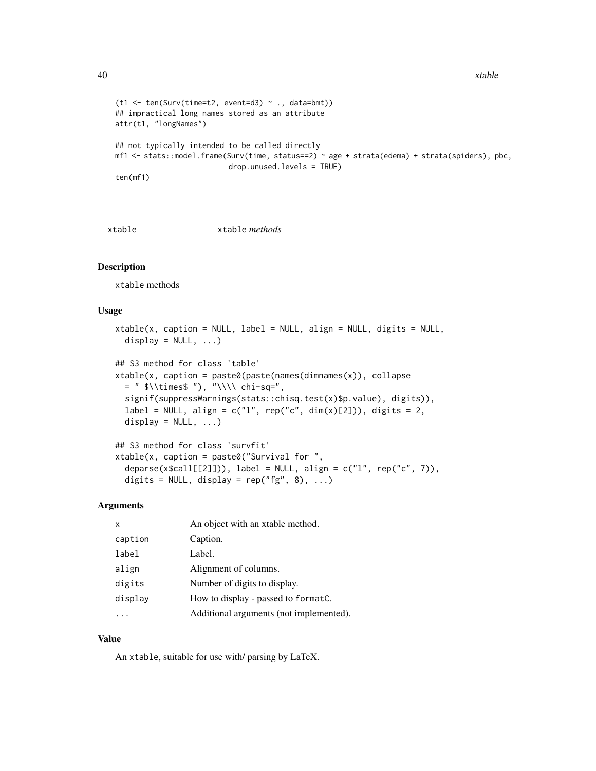```
(t1 <- ten(Surv(time=t2, event=d3) ~ ., data=bmt))
## impractical long names stored as an attribute
attr(t1, "longNames")

## not typically intended to be called directly
mf1 <- stats::model.frame(Surv(time, status==2) ~ age + strata(edema) + strata(spiders), pbc,
                          drop.unused.levels = TRUE)
ten(mf1)
```

## xtable — xtable *methods*

### Description

xtable methods

### Usage

```
xtable(x, caption = NULL, label = NULL, align = NULL, digits = NULL,
  display = NULL, ...)

## S3 method for class 'table'
xtable(x, caption = paste0(paste(names(dimnames(x)), collapse
  = " $\\times$ "), "\\\\ chi-sq=",
  signif(suppressWarnings(stats::chisq.test(x)$p.value), digits)),
  label = NULL, align = c("l", rep("c", dim(x)[2])), digits = 2,
  display = NULL, ...)

## S3 method for class 'survfit'
xtable(x, caption = paste0("Survival for ",
  deparse(x$call[[2]])), label = NULL, align = c("l", rep("c", 7)),
  digits = NULL, display = rep("fg", 8), ...)
```

### Arguments

| | |
|---|---|
| x | An object with an xtable method. |
| caption | Caption. |
| label | Label. |
| align | Alignment of columns. |
| digits | Number of digits to display. |
| display | How to display - passed to formatC. |
| ... | Additional arguments (not implemented). |

### Value

An xtable, suitable for use with/ parsing by LaTeX.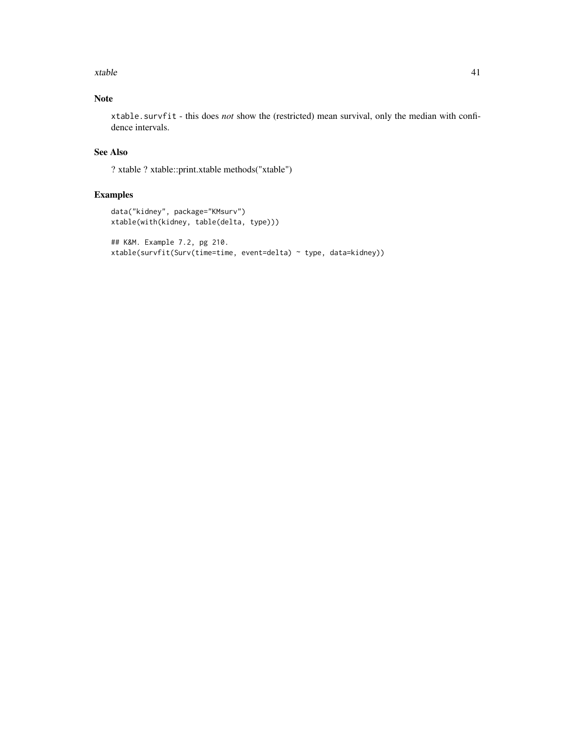## Note

`xtable.survfit` - this does *not* show the (restricted) mean survival, only the median with confidence intervals.

## See Also

? xtable ? xtable::print.xtable methods("xtable")

## Examples

```
data("kidney", package="KMsurv")
xtable(with(kidney, table(delta, type)))

## K&M. Example 7.2, pg 210.
xtable(survfit(Surv(time=time, event=delta) ~ type, data=kidney))
```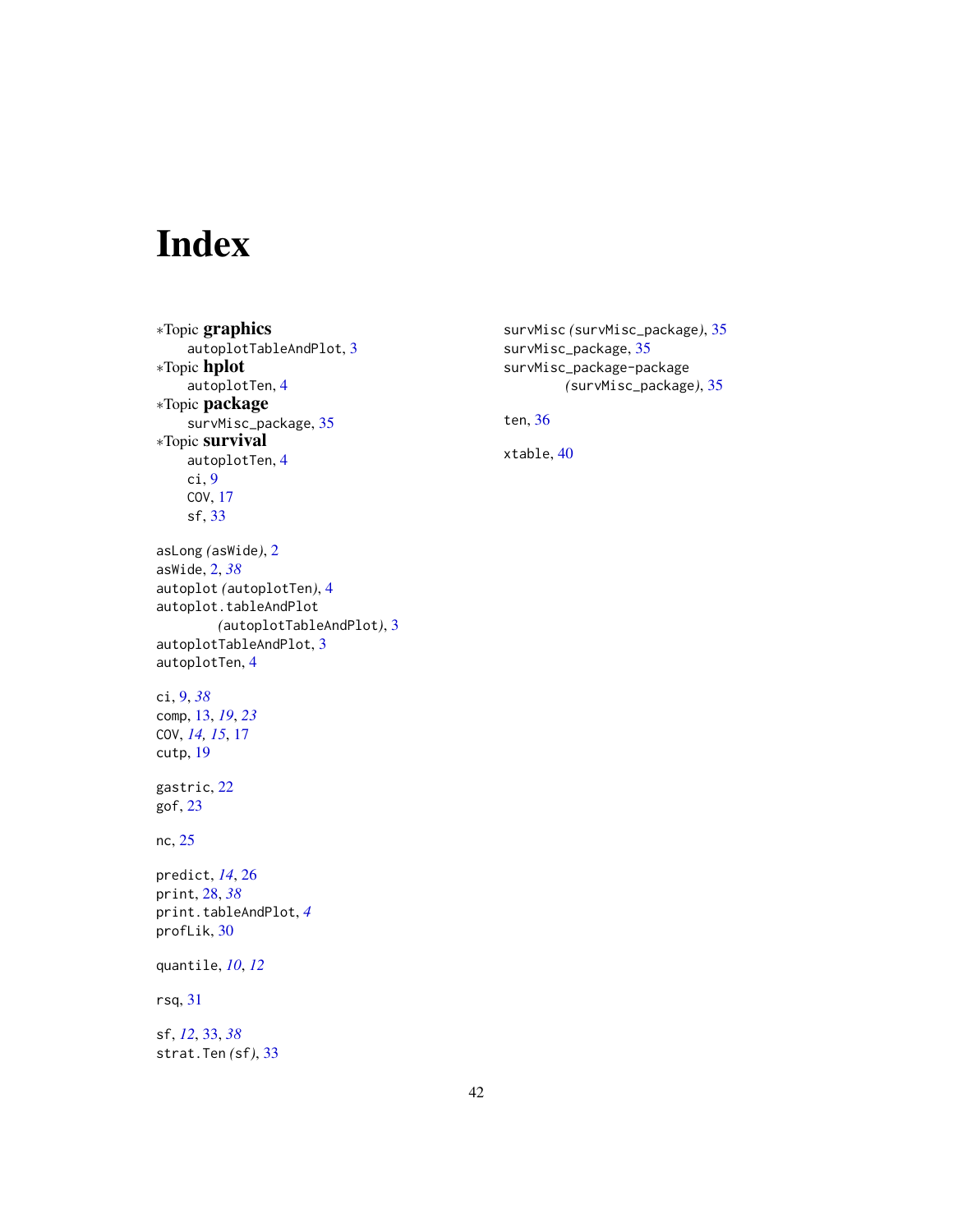# Index

*Topic **graphics**
- autoplotTableAndPlot, 3

*Topic **hplot**
- autoplotTen, 4

*Topic **package**
- survMisc_package, 35

*Topic **survival**
- autoplotTen, 4
- ci, 9
- COV, 17
- sf, 33

asLong *(*asWide*)*, 2
asWide, 2, *38*
autoplot *(*autoplotTen*)*, 4
autoplot.tableAndPlot
    *(*autoplotTableAndPlot*)*, 3
autoplotTableAndPlot, 3
autoplotTen, 4

ci, 9, *38*
comp, 13, *19*, *23*
COV, *14, 15*, 17
cutp, 19

gastric, 22
gof, 23

nc, 25

predict, *14*, 26
print, 28, *38*
print.tableAndPlot, *4*
profLik, 30

quantile, *10*, *12*

rsq, 31

sf, *12*, 33, *38*
strat.Ten *(*sf*)*, 33

survMisc *(*survMisc_package*)*, 35
survMisc_package, 35
survMisc_package-package
    *(*survMisc_package*)*, 35

ten, 36

xtable, 40